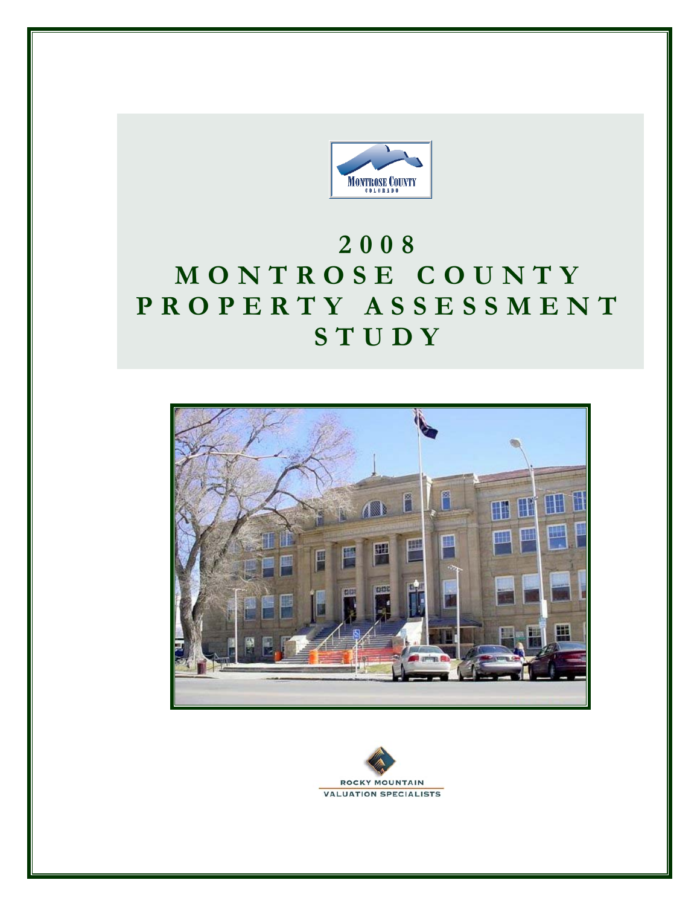# 2008 MONTROSE COUNTY PROPERTY ASSESSMENT STUDY

ROCKY MOUNTAIN VALUATION SPECIALISTS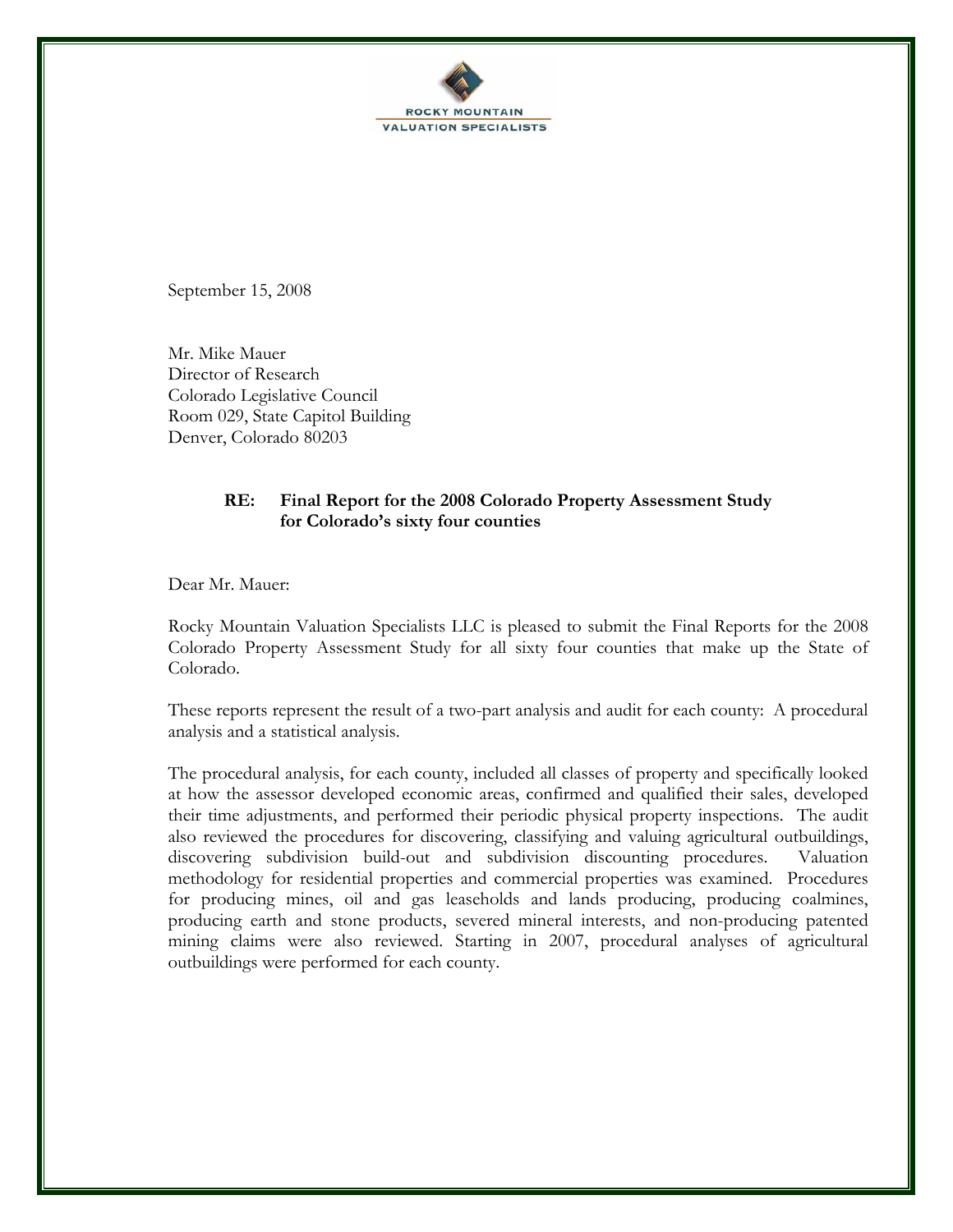ROCKY MOUNTAIN
VALUATION SPECIALISTS

September 15, 2008

Mr. Mike Mauer
Director of Research
Colorado Legislative Council
Room 029, State Capitol Building
Denver, Colorado 80203

**RE: Final Report for the 2008 Colorado Property Assessment Study for Colorado's sixty four counties**

Dear Mr. Mauer:

Rocky Mountain Valuation Specialists LLC is pleased to submit the Final Reports for the 2008 Colorado Property Assessment Study for all sixty four counties that make up the State of Colorado.

These reports represent the result of a two-part analysis and audit for each county: A procedural analysis and a statistical analysis.

The procedural analysis, for each county, included all classes of property and specifically looked at how the assessor developed economic areas, confirmed and qualified their sales, developed their time adjustments, and performed their periodic physical property inspections. The audit also reviewed the procedures for discovering, classifying and valuing agricultural outbuildings, discovering subdivision build-out and subdivision discounting procedures. Valuation methodology for residential properties and commercial properties was examined. Procedures for producing mines, oil and gas leaseholds and lands producing, producing coalmines, producing earth and stone products, severed mineral interests, and non-producing patented mining claims were also reviewed. Starting in 2007, procedural analyses of agricultural outbuildings were performed for each county.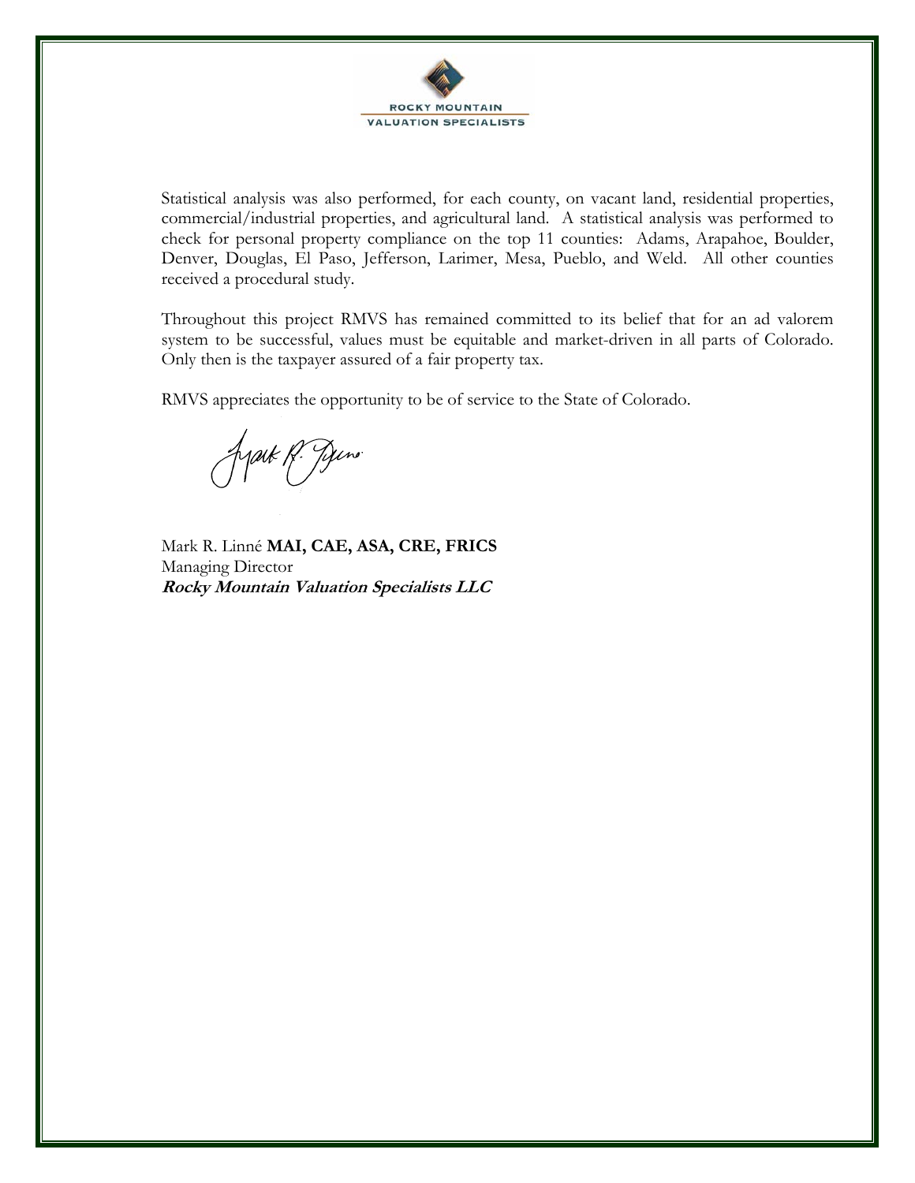Statistical analysis was also performed, for each county, on vacant land, residential properties, commercial/industrial properties, and agricultural land. A statistical analysis was performed to check for personal property compliance on the top 11 counties: Adams, Arapahoe, Boulder, Denver, Douglas, El Paso, Jefferson, Larimer, Mesa, Pueblo, and Weld. All other counties received a procedural study.

Throughout this project RMVS has remained committed to its belief that for an ad valorem system to be successful, values must be equitable and market-driven in all parts of Colorado. Only then is the taxpayer assured of a fair property tax.

RMVS appreciates the opportunity to be of service to the State of Colorado.

Mark R. Linné **MAI, CAE, ASA, CRE, FRICS**
Managing Director
***Rocky Mountain Valuation Specialists LLC***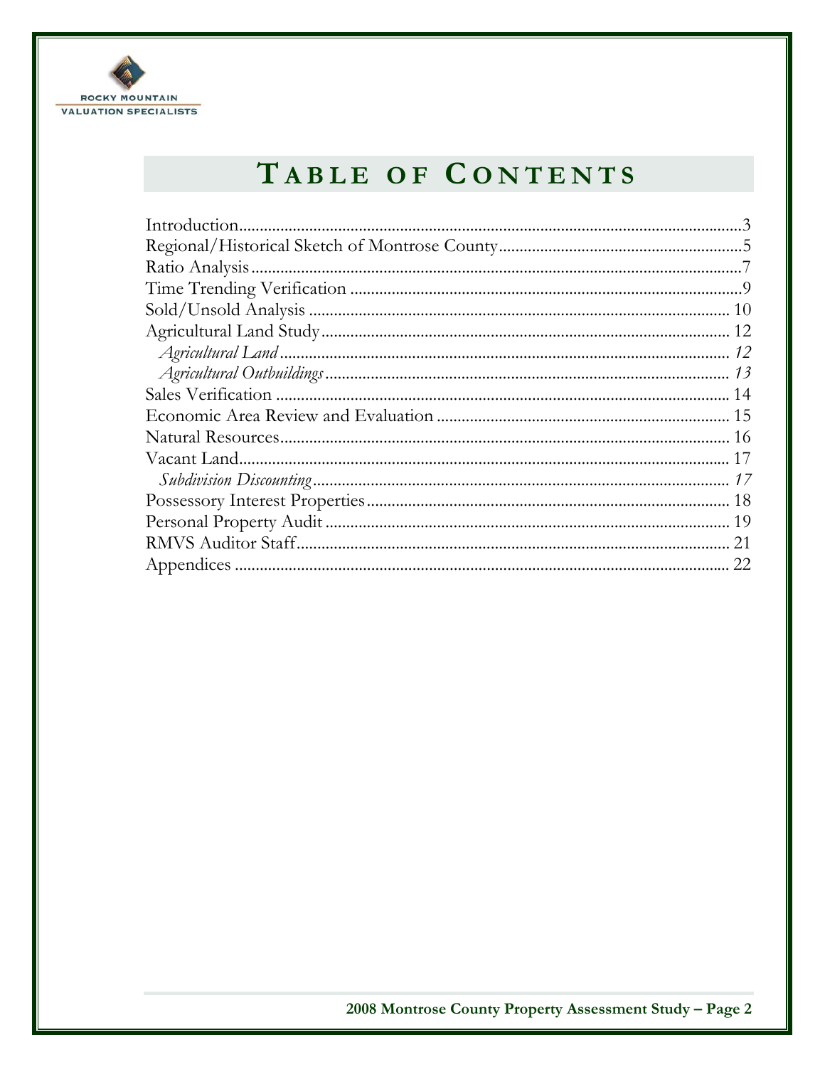# TABLE OF CONTENTS

Introduction....3
Regional/Historical Sketch of Montrose County....5
Ratio Analysis....7
Time Trending Verification....9
Sold/Unsold Analysis....10
Agricultural Land Study....12
  *Agricultural Land....12*
  *Agricultural Outbuildings....13*
Sales Verification....14
Economic Area Review and Evaluation....15
Natural Resources....16
Vacant Land....17
  *Subdivision Discounting....17*
Possessory Interest Properties....18
Personal Property Audit....19
RMVS Auditor Staff....21
Appendices....22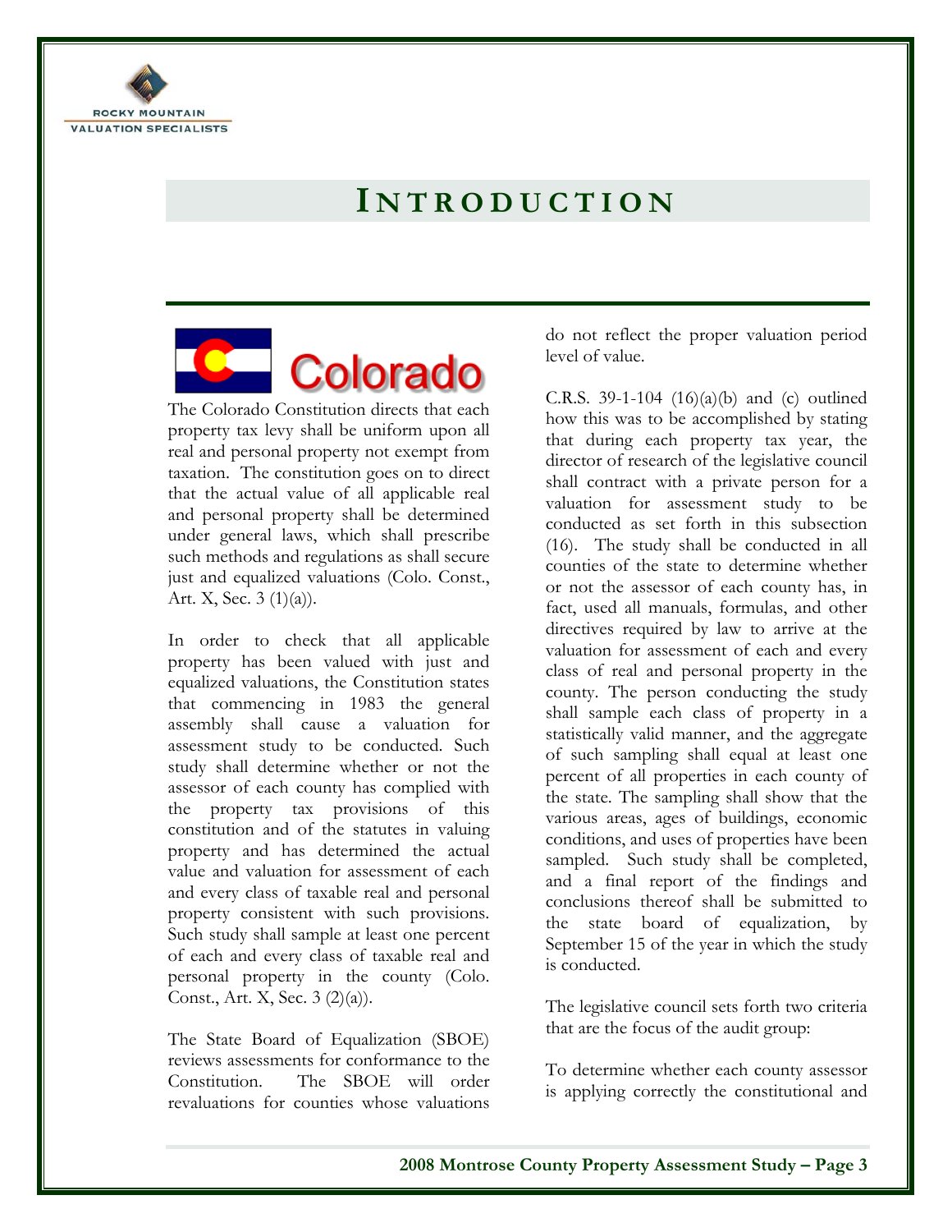# INTRODUCTION

The Colorado Constitution directs that each property tax levy shall be uniform upon all real and personal property not exempt from taxation. The constitution goes on to direct that the actual value of all applicable real and personal property shall be determined under general laws, which shall prescribe such methods and regulations as shall secure just and equalized valuations (Colo. Const., Art. X, Sec. 3 (1)(a)).

In order to check that all applicable property has been valued with just and equalized valuations, the Constitution states that commencing in 1983 the general assembly shall cause a valuation for assessment study to be conducted. Such study shall determine whether or not the assessor of each county has complied with the property tax provisions of this constitution and of the statutes in valuing property and has determined the actual value and valuation for assessment of each and every class of taxable real and personal property consistent with such provisions. Such study shall sample at least one percent of each and every class of taxable real and personal property in the county (Colo. Const., Art. X, Sec. 3 (2)(a)).

The State Board of Equalization (SBOE) reviews assessments for conformance to the Constitution. The SBOE will order revaluations for counties whose valuations do not reflect the proper valuation period level of value.

C.R.S. 39-1-104 (16)(a)(b) and (c) outlined how this was to be accomplished by stating that during each property tax year, the director of research of the legislative council shall contract with a private person for a valuation for assessment study to be conducted as set forth in this subsection (16). The study shall be conducted in all counties of the state to determine whether or not the assessor of each county has, in fact, used all manuals, formulas, and other directives required by law to arrive at the valuation for assessment of each and every class of real and personal property in the county. The person conducting the study shall sample each class of property in a statistically valid manner, and the aggregate of such sampling shall equal at least one percent of all properties in each county of the state. The sampling shall show that the various areas, ages of buildings, economic conditions, and uses of properties have been sampled. Such study shall be completed, and a final report of the findings and conclusions thereof shall be submitted to the state board of equalization, by September 15 of the year in which the study is conducted.

The legislative council sets forth two criteria that are the focus of the audit group:

To determine whether each county assessor is applying correctly the constitutional and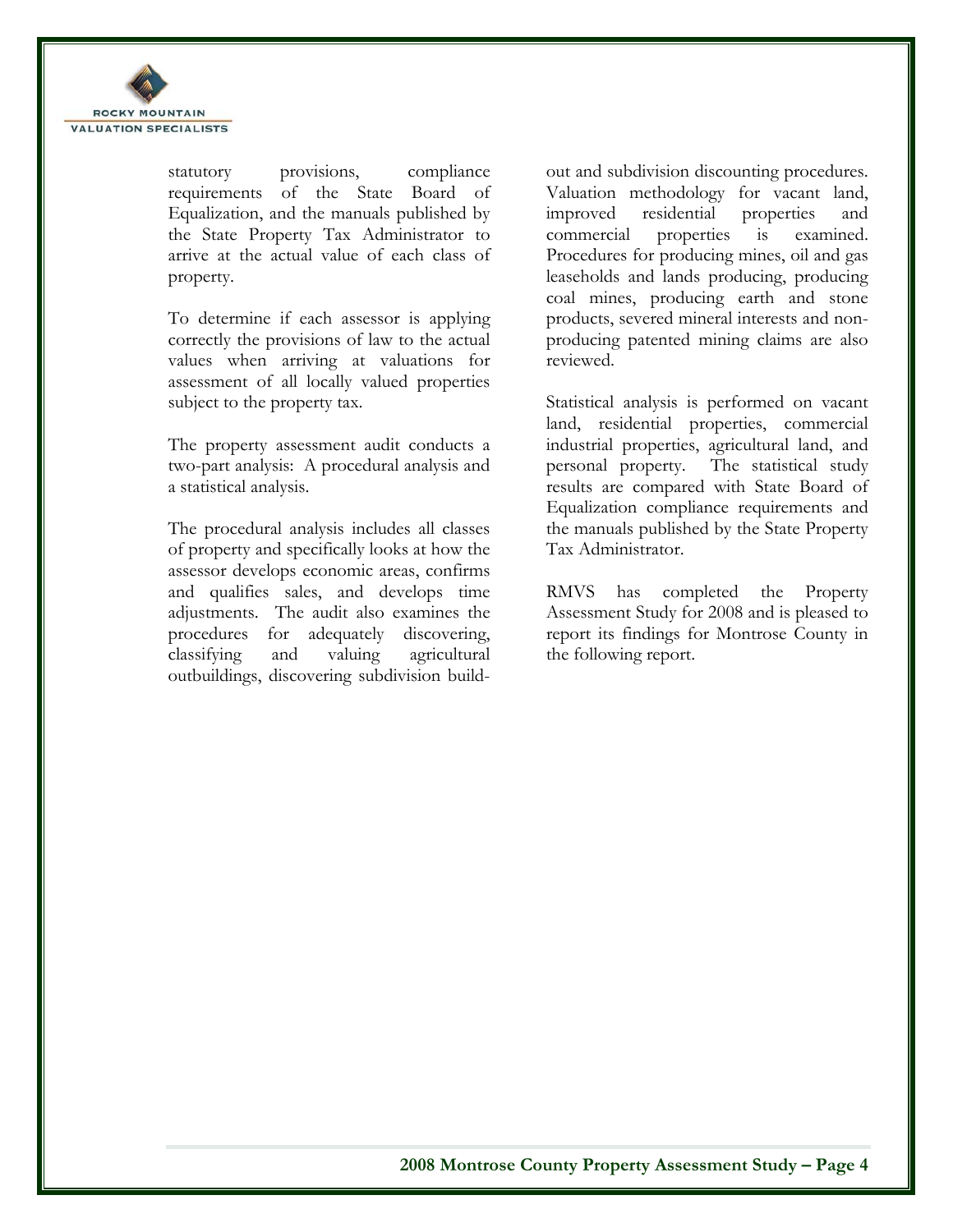statutory provisions, compliance requirements of the State Board of Equalization, and the manuals published by the State Property Tax Administrator to arrive at the actual value of each class of property.

To determine if each assessor is applying correctly the provisions of law to the actual values when arriving at valuations for assessment of all locally valued properties subject to the property tax.

The property assessment audit conducts a two-part analysis: A procedural analysis and a statistical analysis.

The procedural analysis includes all classes of property and specifically looks at how the assessor develops economic areas, confirms and qualifies sales, and develops time adjustments. The audit also examines the procedures for adequately discovering, classifying and valuing agricultural outbuildings, discovering subdivision build-out and subdivision discounting procedures. Valuation methodology for vacant land, improved residential properties and commercial properties is examined. Procedures for producing mines, oil and gas leaseholds and lands producing, producing coal mines, producing earth and stone products, severed mineral interests and non-producing patented mining claims are also reviewed.

Statistical analysis is performed on vacant land, residential properties, commercial industrial properties, agricultural land, and personal property. The statistical study results are compared with State Board of Equalization compliance requirements and the manuals published by the State Property Tax Administrator.

RMVS has completed the Property Assessment Study for 2008 and is pleased to report its findings for Montrose County in the following report.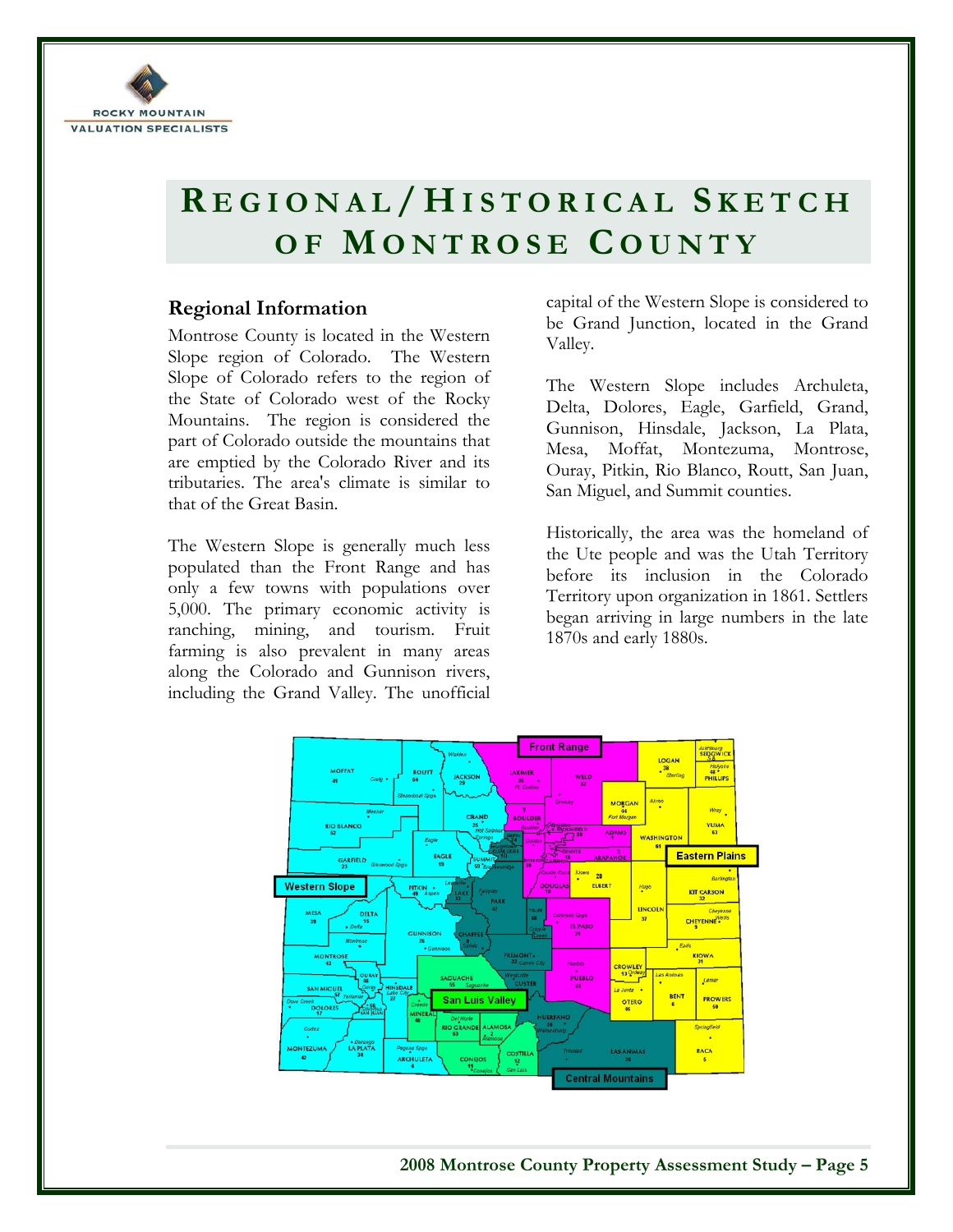# REGIONAL/HISTORICAL SKETCH OF MONTROSE COUNTY

## Regional Information

Montrose County is located in the Western Slope region of Colorado. The Western Slope of Colorado refers to the region of the State of Colorado west of the Rocky Mountains. The region is considered the part of Colorado outside the mountains that are emptied by the Colorado River and its tributaries. The area's climate is similar to that of the Great Basin.

The Western Slope is generally much less populated than the Front Range and has only a few towns with populations over 5,000. The primary economic activity is ranching, mining, and tourism. Fruit farming is also prevalent in many areas along the Colorado and Gunnison rivers, including the Grand Valley. The unofficial capital of the Western Slope is considered to be Grand Junction, located in the Grand Valley.

The Western Slope includes Archuleta, Delta, Dolores, Eagle, Garfield, Grand, Gunnison, Hinsdale, Jackson, La Plata, Mesa, Moffat, Montezuma, Montrose, Ouray, Pitkin, Rio Blanco, Routt, San Juan, San Miguel, and Summit counties.

Historically, the area was the homeland of the Ute people and was the Utah Territory before its inclusion in the Colorado Territory upon organization in 1861. Settlers began arriving in large numbers in the late 1870s and early 1880s.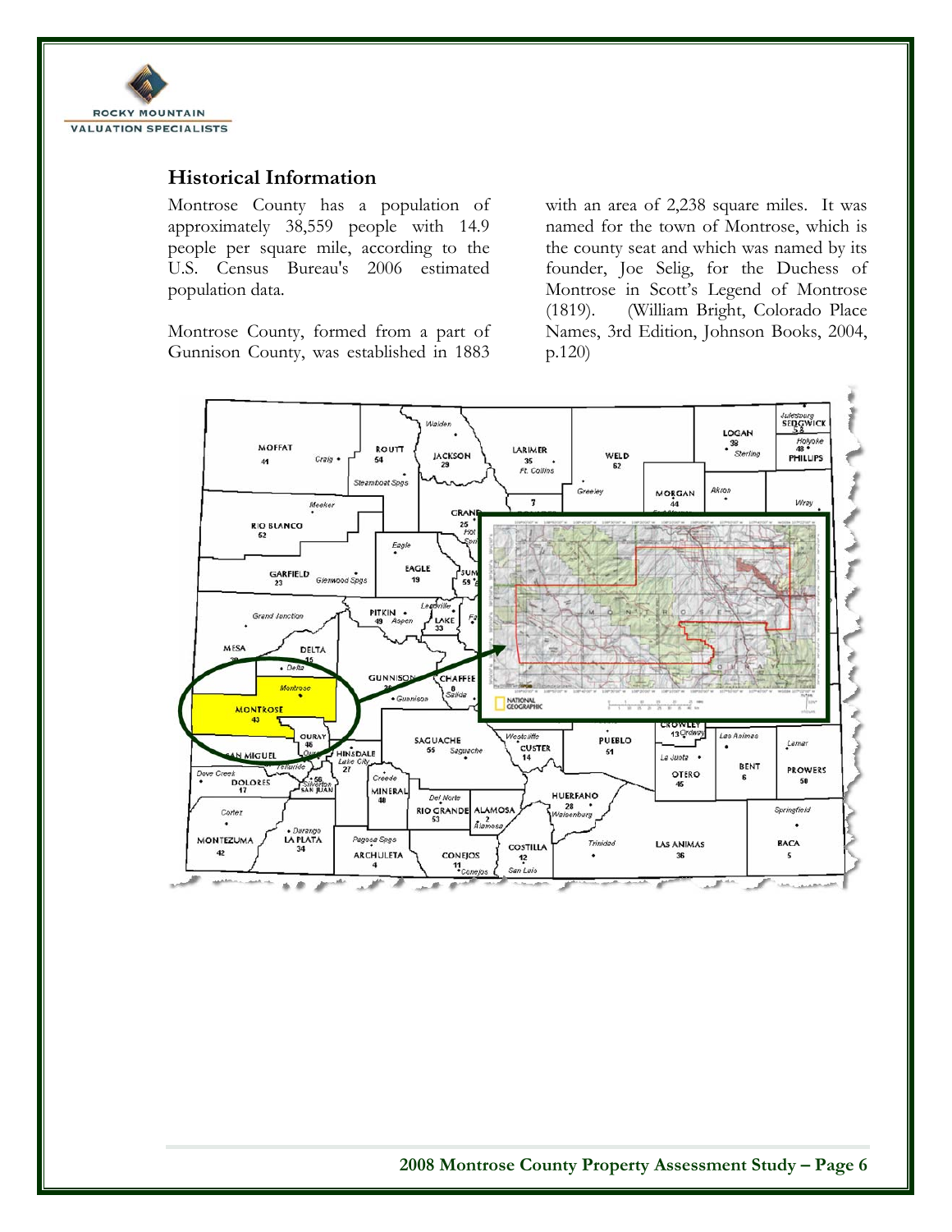## Historical Information

Montrose County has a population of approximately 38,559 people with 14.9 people per square mile, according to the U.S. Census Bureau's 2006 estimated population data.

Montrose County, formed from a part of Gunnison County, was established in 1883 with an area of 2,238 square miles. It was named for the town of Montrose, which is the county seat and which was named by its founder, Joe Selig, for the Duchess of Montrose in Scott's Legend of Montrose (1819). (William Bright, Colorado Place Names, 3rd Edition, Johnson Books, 2004, p.120)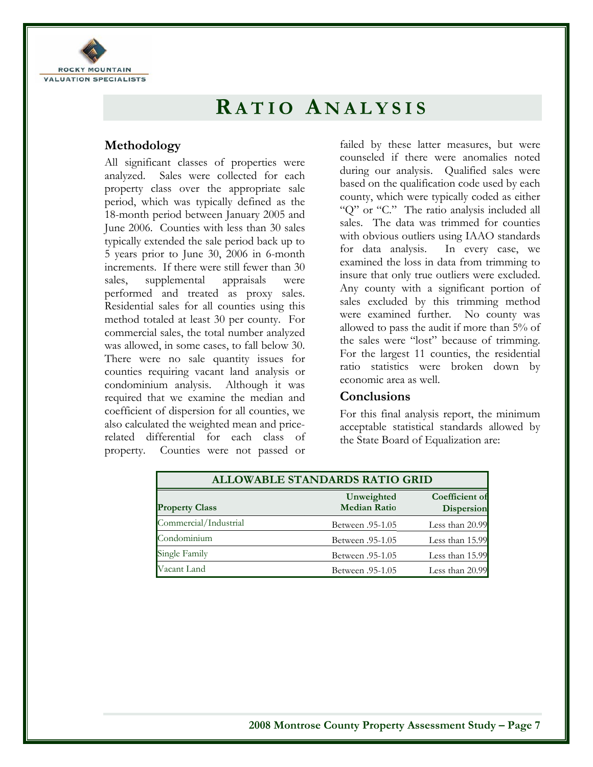# RATIO ANALYSIS

## Methodology

All significant classes of properties were analyzed. Sales were collected for each property class over the appropriate sale period, which was typically defined as the 18-month period between January 2005 and June 2006. Counties with less than 30 sales typically extended the sale period back up to 5 years prior to June 30, 2006 in 6-month increments. If there were still fewer than 30 sales, supplemental appraisals were performed and treated as proxy sales. Residential sales for all counties using this method totaled at least 30 per county. For commercial sales, the total number analyzed was allowed, in some cases, to fall below 30. There were no sale quantity issues for counties requiring vacant land analysis or condominium analysis. Although it was required that we examine the median and coefficient of dispersion for all counties, we also calculated the weighted mean and price-related differential for each class of property. Counties were not passed or failed by these latter measures, but were counseled if there were anomalies noted during our analysis. Qualified sales were based on the qualification code used by each county, which were typically coded as either "Q" or "C." The ratio analysis included all sales. The data was trimmed for counties with obvious outliers using IAAO standards for data analysis. In every case, we examined the loss in data from trimming to insure that only true outliers were excluded. Any county with a significant portion of sales excluded by this trimming method were examined further. No county was allowed to pass the audit if more than 5% of the sales were "lost" because of trimming. For the largest 11 counties, the residential ratio statistics were broken down by economic area as well.

## Conclusions

For this final analysis report, the minimum acceptable statistical standards allowed by the State Board of Equalization are:

| ALLOWABLE STANDARDS RATIO GRID | | |
|---|---|---|
| **Property Class** | **Unweighted Median Ratio** | **Coefficient of Dispersion** |
| Commercial/Industrial | Between .95-1.05 | Less than 20.99 |
| Condominium | Between .95-1.05 | Less than 15.99 |
| Single Family | Between .95-1.05 | Less than 15.99 |
| Vacant Land | Between .95-1.05 | Less than 20.99 |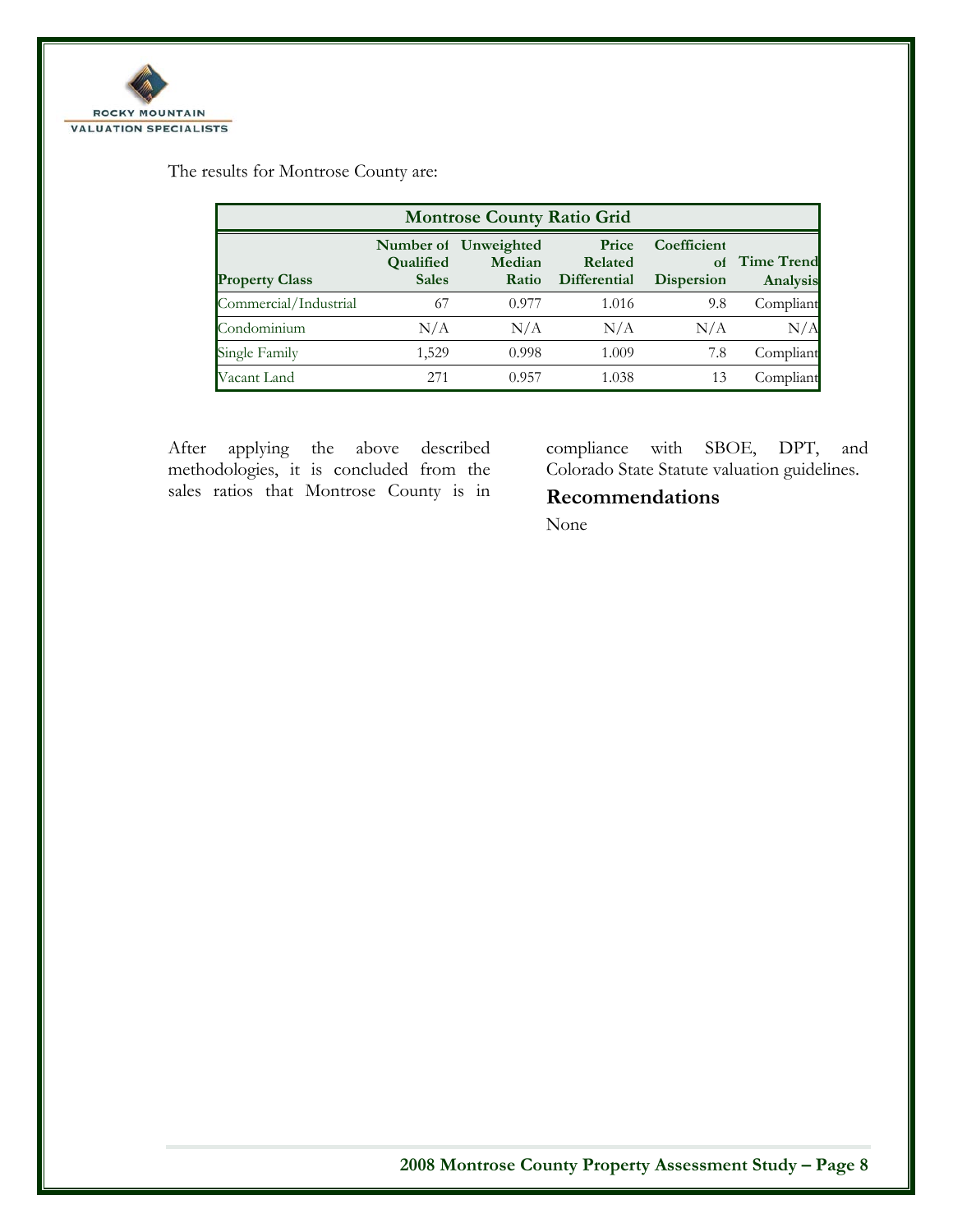The results for Montrose County are:

| Montrose County Ratio Grid | | | | | |
|---|---|---|---|---|---|
| **Property Class** | **Number of Qualified Sales** | **Unweighted Median Ratio** | **Price Related Differential** | **Coefficient of Dispersion** | **Time Trend Analysis** |
| Commercial/Industrial | 67 | 0.977 | 1.016 | 9.8 | Compliant |
| Condominium | N/A | N/A | N/A | N/A | N/A |
| Single Family | 1,529 | 0.998 | 1.009 | 7.8 | Compliant |
| Vacant Land | 271 | 0.957 | 1.038 | 13 | Compliant |

After applying the above described methodologies, it is concluded from the sales ratios that Montrose County is in compliance with SBOE, DPT, and Colorado State Statute valuation guidelines.

## Recommendations

None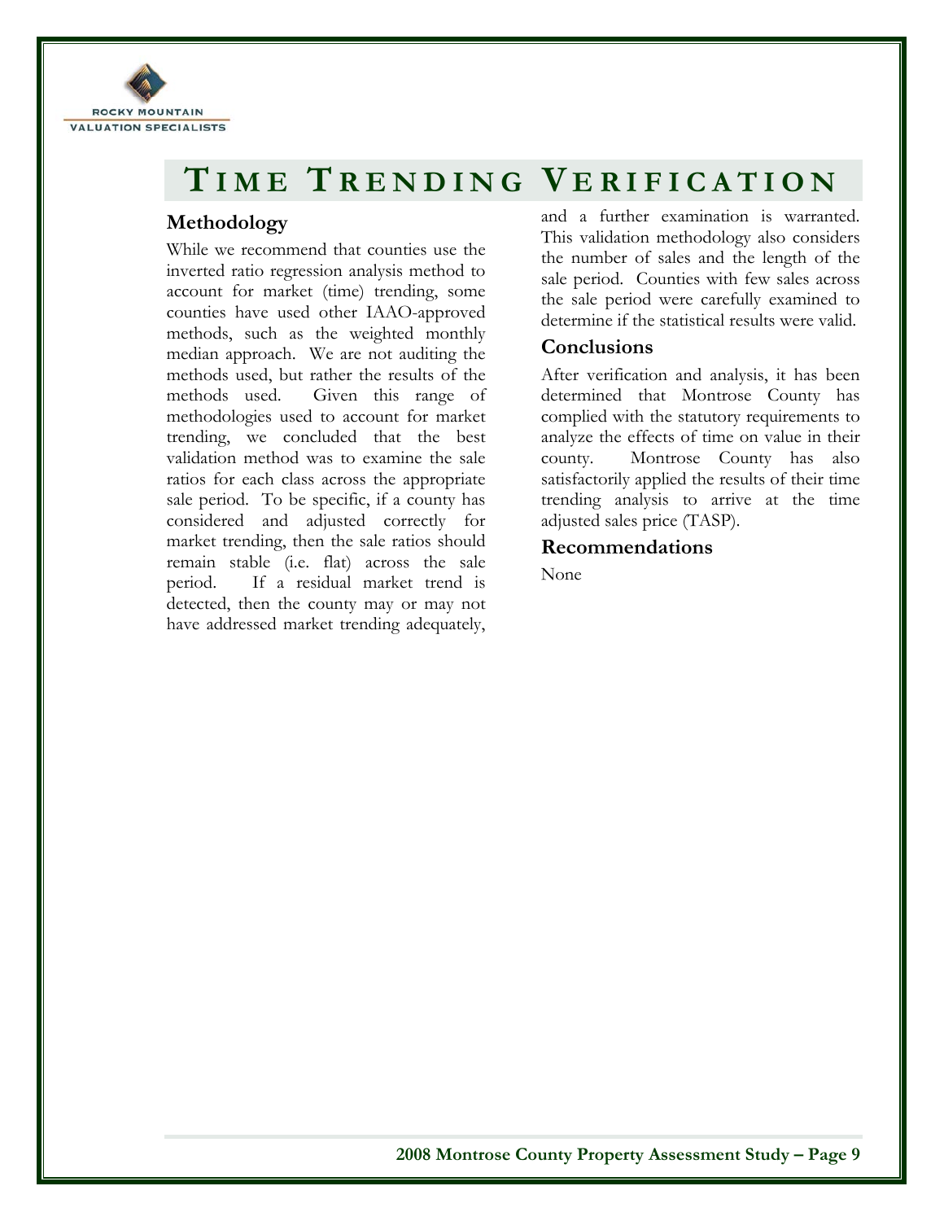# TIME TRENDING VERIFICATION

## Methodology

While we recommend that counties use the inverted ratio regression analysis method to account for market (time) trending, some counties have used other IAAO-approved methods, such as the weighted monthly median approach. We are not auditing the methods used, but rather the results of the methods used. Given this range of methodologies used to account for market trending, we concluded that the best validation method was to examine the sale ratios for each class across the appropriate sale period. To be specific, if a county has considered and adjusted correctly for market trending, then the sale ratios should remain stable (i.e. flat) across the sale period. If a residual market trend is detected, then the county may or may not have addressed market trending adequately, and a further examination is warranted. This validation methodology also considers the number of sales and the length of the sale period. Counties with few sales across the sale period were carefully examined to determine if the statistical results were valid.

## Conclusions

After verification and analysis, it has been determined that Montrose County has complied with the statutory requirements to analyze the effects of time on value in their county. Montrose County has also satisfactorily applied the results of their time trending analysis to arrive at the time adjusted sales price (TASP).

## Recommendations

None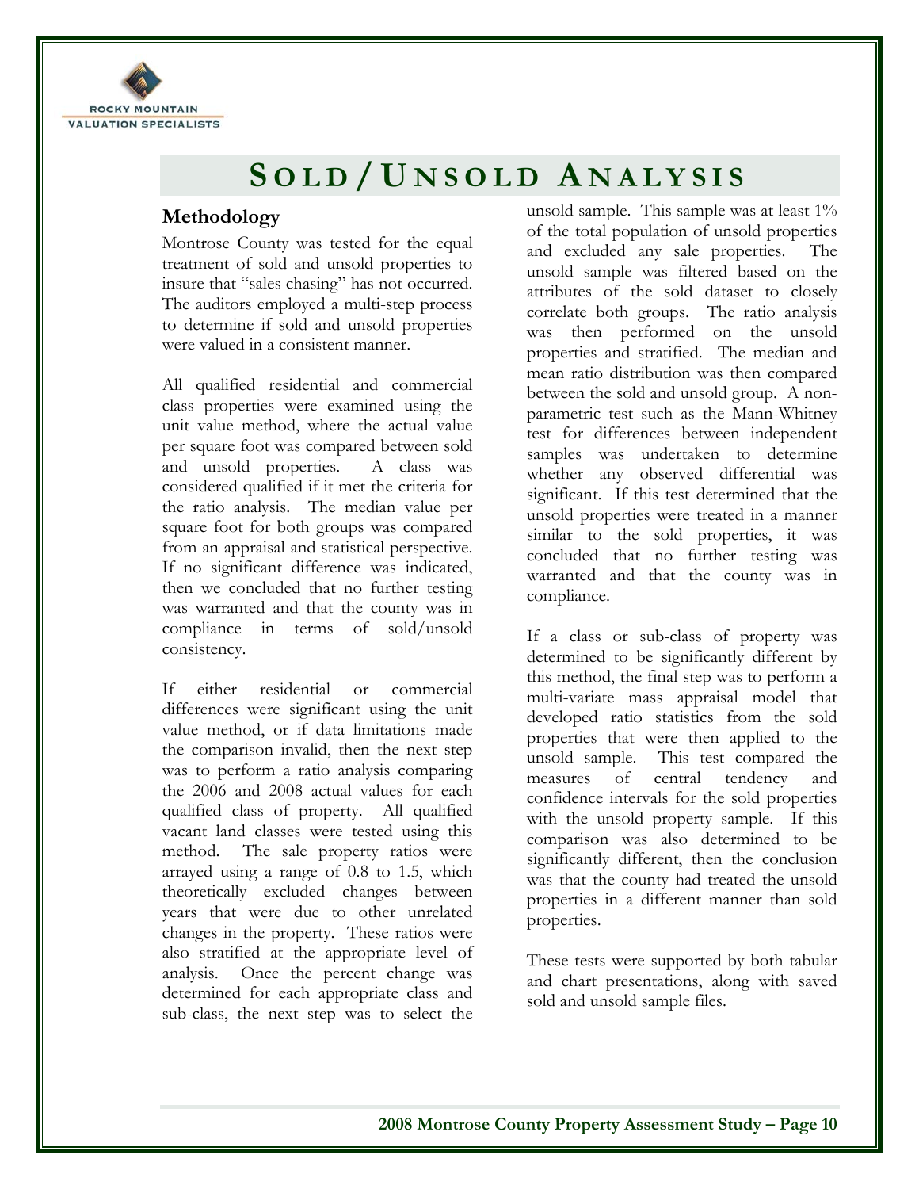# Sold / Unsold Analysis

## Methodology

Montrose County was tested for the equal treatment of sold and unsold properties to insure that "sales chasing" has not occurred. The auditors employed a multi-step process to determine if sold and unsold properties were valued in a consistent manner.

All qualified residential and commercial class properties were examined using the unit value method, where the actual value per square foot was compared between sold and unsold properties. A class was considered qualified if it met the criteria for the ratio analysis. The median value per square foot for both groups was compared from an appraisal and statistical perspective. If no significant difference was indicated, then we concluded that no further testing was warranted and that the county was in compliance in terms of sold/unsold consistency.

If either residential or commercial differences were significant using the unit value method, or if data limitations made the comparison invalid, then the next step was to perform a ratio analysis comparing the 2006 and 2008 actual values for each qualified class of property. All qualified vacant land classes were tested using this method. The sale property ratios were arrayed using a range of 0.8 to 1.5, which theoretically excluded changes between years that were due to other unrelated changes in the property. These ratios were also stratified at the appropriate level of analysis. Once the percent change was determined for each appropriate class and sub-class, the next step was to select the unsold sample. This sample was at least 1% of the total population of unsold properties and excluded any sale properties. The unsold sample was filtered based on the attributes of the sold dataset to closely correlate both groups. The ratio analysis was then performed on the unsold properties and stratified. The median and mean ratio distribution was then compared between the sold and unsold group. A non-parametric test such as the Mann-Whitney test for differences between independent samples was undertaken to determine whether any observed differential was significant. If this test determined that the unsold properties were treated in a manner similar to the sold properties, it was concluded that no further testing was warranted and that the county was in compliance.

If a class or sub-class of property was determined to be significantly different by this method, the final step was to perform a multi-variate mass appraisal model that developed ratio statistics from the sold properties that were then applied to the unsold sample. This test compared the measures of central tendency and confidence intervals for the sold properties with the unsold property sample. If this comparison was also determined to be significantly different, then the conclusion was that the county had treated the unsold properties in a different manner than sold properties.

These tests were supported by both tabular and chart presentations, along with saved sold and unsold sample files.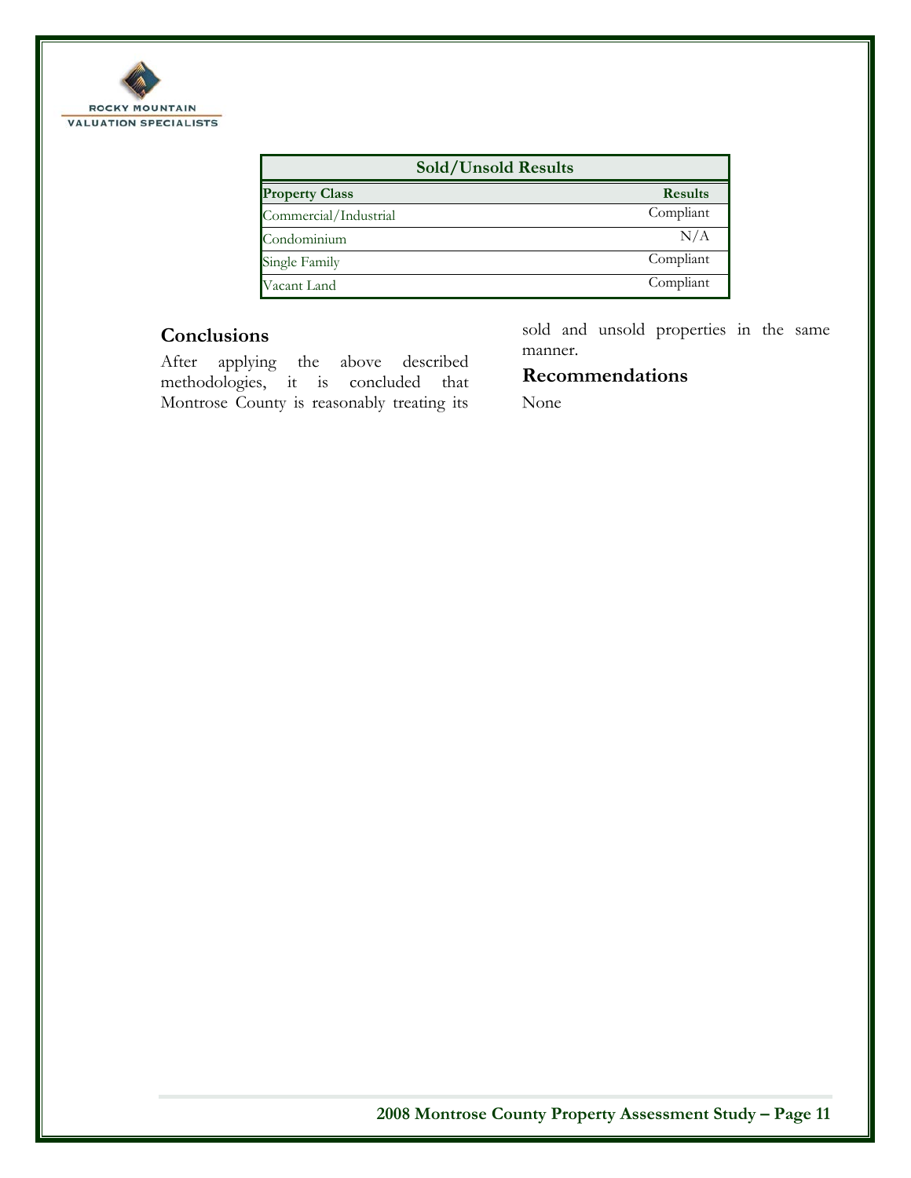| Sold/Unsold Results | |
|---|---|
| **Property Class** | **Results** |
| Commercial/Industrial | Compliant |
| Condominium | N/A |
| Single Family | Compliant |
| Vacant Land | Compliant |

## Conclusions

After applying the above described methodologies, it is concluded that Montrose County is reasonably treating its sold and unsold properties in the same manner.

## Recommendations

None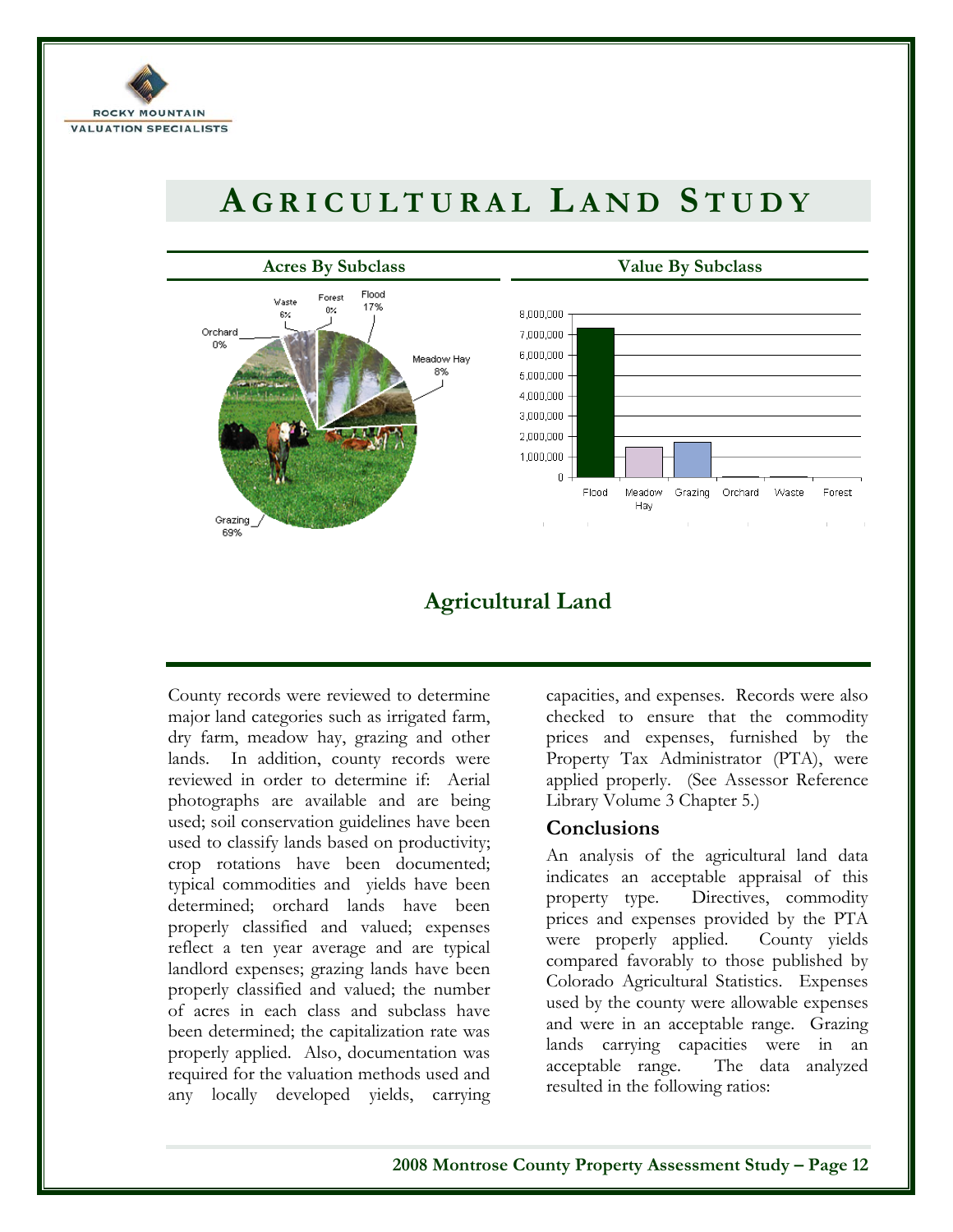# AGRICULTURAL LAND STUDY

**Acres By Subclass**

Waste 6%, Forest 0%, Flood 17%, Orchard 0%, Meadow Hay 8%, Grazing 69%

**Value By Subclass**

Flood, Meadow Hay, Grazing, Orchard, Waste, Forest

## Agricultural Land

County records were reviewed to determine major land categories such as irrigated farm, dry farm, meadow hay, grazing and other lands. In addition, county records were reviewed in order to determine if: Aerial photographs are available and are being used; soil conservation guidelines have been used to classify lands based on productivity; crop rotations have been documented; typical commodities and yields have been determined; orchard lands have been properly classified and valued; expenses reflect a ten year average and are typical landlord expenses; grazing lands have been properly classified and valued; the number of acres in each class and subclass have been determined; the capitalization rate was properly applied. Also, documentation was required for the valuation methods used and any locally developed yields, carrying capacities, and expenses. Records were also checked to ensure that the commodity prices and expenses, furnished by the Property Tax Administrator (PTA), were applied properly. (See Assessor Reference Library Volume 3 Chapter 5.)

### Conclusions

An analysis of the agricultural land data indicates an acceptable appraisal of this property type. Directives, commodity prices and expenses provided by the PTA were properly applied. County yields compared favorably to those published by Colorado Agricultural Statistics. Expenses used by the county were allowable expenses and were in an acceptable range. Grazing lands carrying capacities were in an acceptable range. The data analyzed resulted in the following ratios: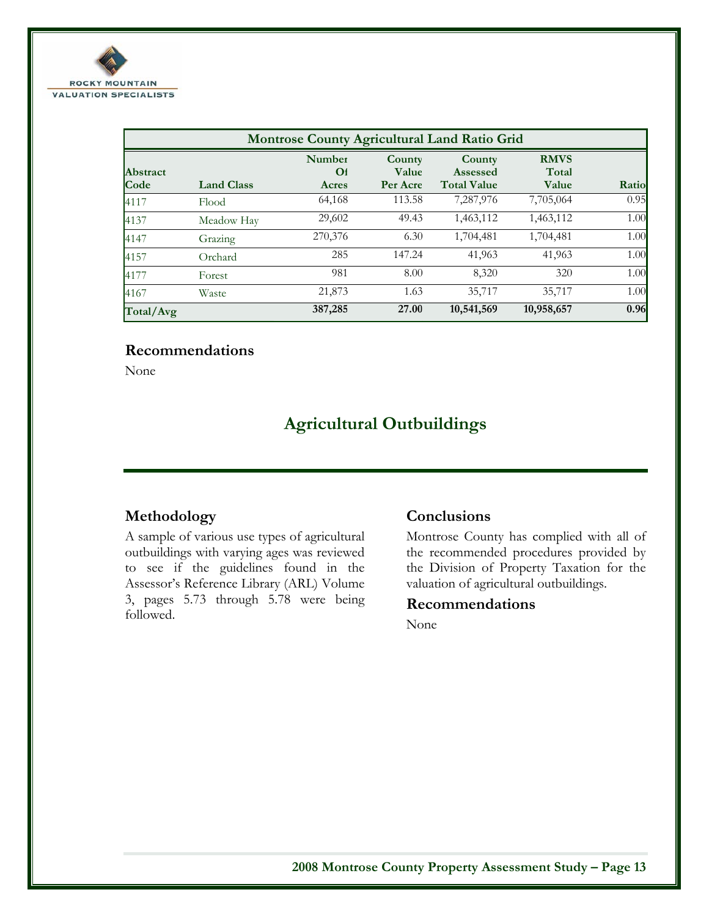| Montrose County Agricultural Land Ratio Grid | | | | | | |
|---|---|---|---|---|---|---|
| Abstract Code | Land Class | Number Of Acres | County Value Per Acre | County Assessed Total Value | RMVS Total Value | Ratio |
| 4117 | Flood | 64,168 | 113.58 | 7,287,976 | 7,705,064 | 0.95 |
| 4137 | Meadow Hay | 29,602 | 49.43 | 1,463,112 | 1,463,112 | 1.00 |
| 4147 | Grazing | 270,376 | 6.30 | 1,704,481 | 1,704,481 | 1.00 |
| 4157 | Orchard | 285 | 147.24 | 41,963 | 41,963 | 1.00 |
| 4177 | Forest | 981 | 8.00 | 8,320 | 320 | 1.00 |
| 4167 | Waste | 21,873 | 1.63 | 35,717 | 35,717 | 1.00 |
| **Total/Avg** | | **387,285** | **27.00** | **10,541,569** | **10,958,657** | **0.96** |

### Recommendations

None

## Agricultural Outbuildings

### Methodology

A sample of various use types of agricultural outbuildings with varying ages was reviewed to see if the guidelines found in the Assessor's Reference Library (ARL) Volume 3, pages 5.73 through 5.78 were being followed.

### Conclusions

Montrose County has complied with all of the recommended procedures provided by the Division of Property Taxation for the valuation of agricultural outbuildings.

### Recommendations

None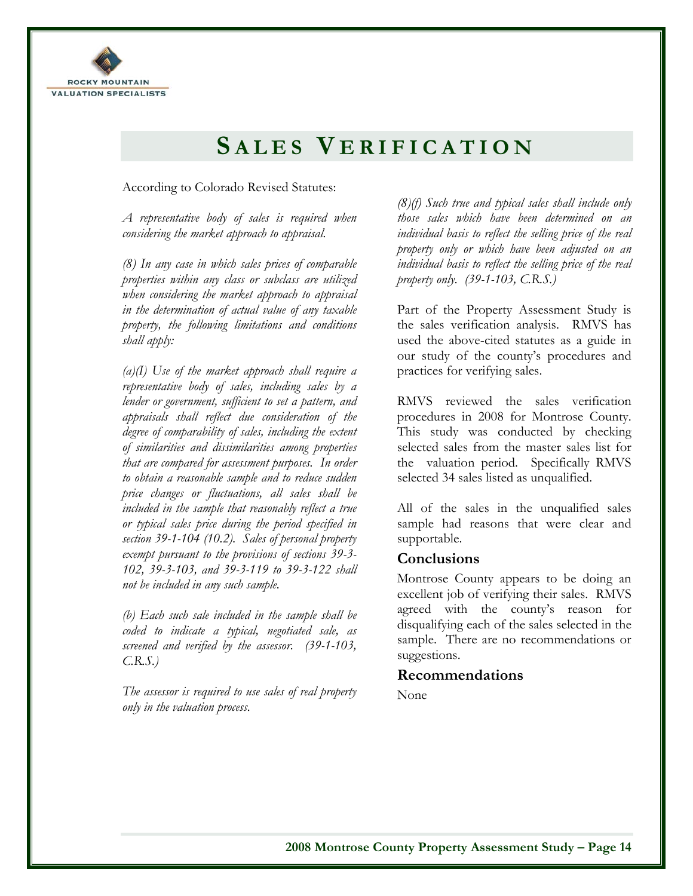# Sales Verification

According to Colorado Revised Statutes:

*A representative body of sales is required when considering the market approach to appraisal.*

*(8) In any case in which sales prices of comparable properties within any class or subclass are utilized when considering the market approach to appraisal in the determination of actual value of any taxable property, the following limitations and conditions shall apply:*

*(a)(I) Use of the market approach shall require a representative body of sales, including sales by a lender or government, sufficient to set a pattern, and appraisals shall reflect due consideration of the degree of comparability of sales, including the extent of similarities and dissimilarities among properties that are compared for assessment purposes. In order to obtain a reasonable sample and to reduce sudden price changes or fluctuations, all sales shall be included in the sample that reasonably reflect a true or typical sales price during the period specified in section 39-1-104 (10.2). Sales of personal property exempt pursuant to the provisions of sections 39-3-102, 39-3-103, and 39-3-119 to 39-3-122 shall not be included in any such sample.*

*(b) Each such sale included in the sample shall be coded to indicate a typical, negotiated sale, as screened and verified by the assessor. (39-1-103, C.R.S.)*

*The assessor is required to use sales of real property only in the valuation process.*

*(8)(f) Such true and typical sales shall include only those sales which have been determined on an individual basis to reflect the selling price of the real property only or which have been adjusted on an individual basis to reflect the selling price of the real property only. (39-1-103, C.R.S.)*

Part of the Property Assessment Study is the sales verification analysis. RMVS has used the above-cited statutes as a guide in our study of the county's procedures and practices for verifying sales.

RMVS reviewed the sales verification procedures in 2008 for Montrose County. This study was conducted by checking selected sales from the master sales list for the valuation period. Specifically RMVS selected 34 sales listed as unqualified.

All of the sales in the unqualified sales sample had reasons that were clear and supportable.

## Conclusions

Montrose County appears to be doing an excellent job of verifying their sales. RMVS agreed with the county's reason for disqualifying each of the sales selected in the sample. There are no recommendations or suggestions.

## Recommendations

None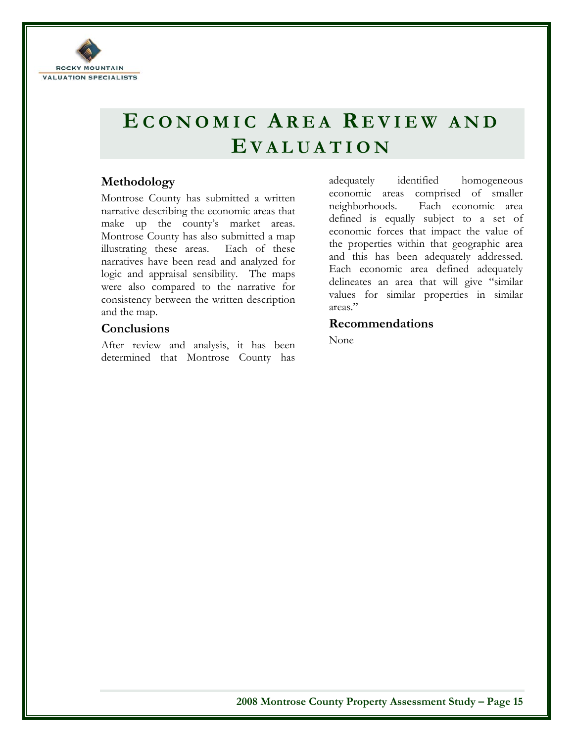# Economic Area Review and Evaluation

## Methodology

Montrose County has submitted a written narrative describing the economic areas that make up the county's market areas. Montrose County has also submitted a map illustrating these areas. Each of these narratives have been read and analyzed for logic and appraisal sensibility. The maps were also compared to the narrative for consistency between the written description and the map.

## Conclusions

After review and analysis, it has been determined that Montrose County has adequately identified homogeneous economic areas comprised of smaller neighborhoods. Each economic area defined is equally subject to a set of economic forces that impact the value of the properties within that geographic area and this has been adequately addressed. Each economic area defined adequately delineates an area that will give "similar values for similar properties in similar areas."

## Recommendations

None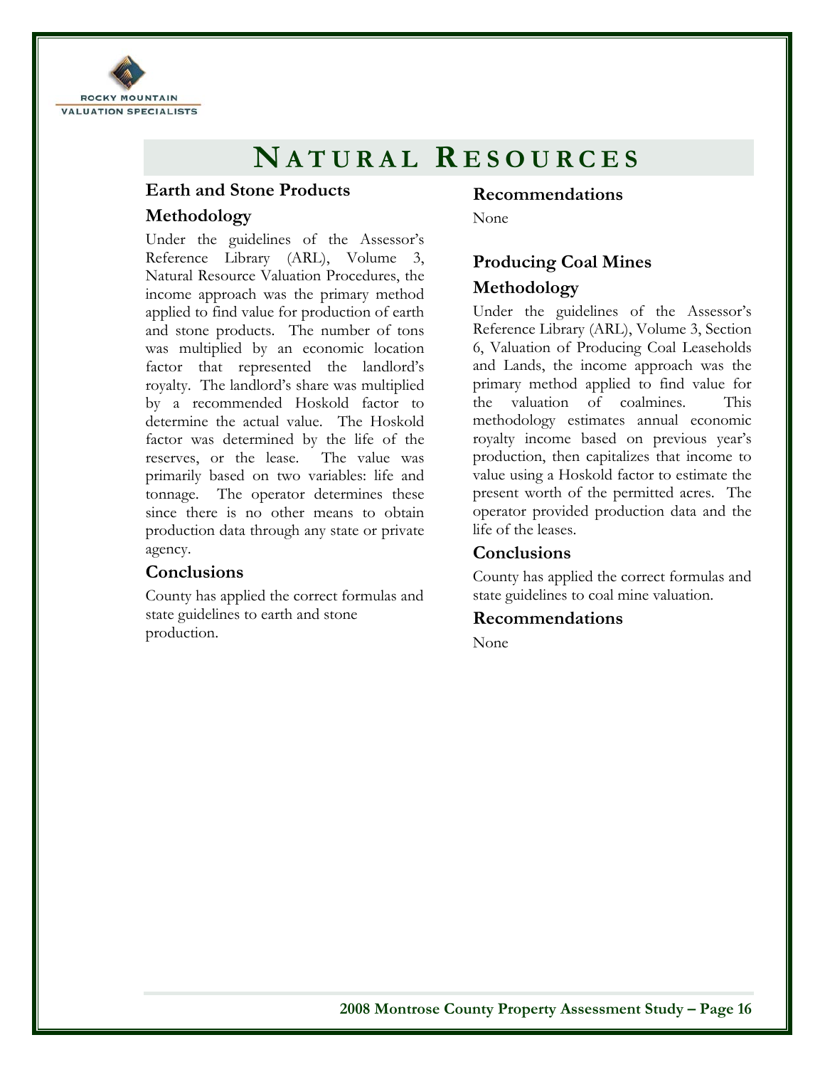# NATURAL RESOURCES

## Earth and Stone Products

### Methodology

Under the guidelines of the Assessor's Reference Library (ARL), Volume 3, Natural Resource Valuation Procedures, the income approach was the primary method applied to find value for production of earth and stone products. The number of tons was multiplied by an economic location factor that represented the landlord's royalty. The landlord's share was multiplied by a recommended Hoskold factor to determine the actual value. The Hoskold factor was determined by the life of the reserves, or the lease. The value was primarily based on two variables: life and tonnage. The operator determines these since there is no other means to obtain production data through any state or private agency.

### Conclusions

County has applied the correct formulas and state guidelines to earth and stone production.

### Recommendations

None

## Producing Coal Mines

### Methodology

Under the guidelines of the Assessor's Reference Library (ARL), Volume 3, Section 6, Valuation of Producing Coal Leaseholds and Lands, the income approach was the primary method applied to find value for the valuation of coalmines. This methodology estimates annual economic royalty income based on previous year's production, then capitalizes that income to value using a Hoskold factor to estimate the present worth of the permitted acres. The operator provided production data and the life of the leases.

### Conclusions

County has applied the correct formulas and state guidelines to coal mine valuation.

### Recommendations

None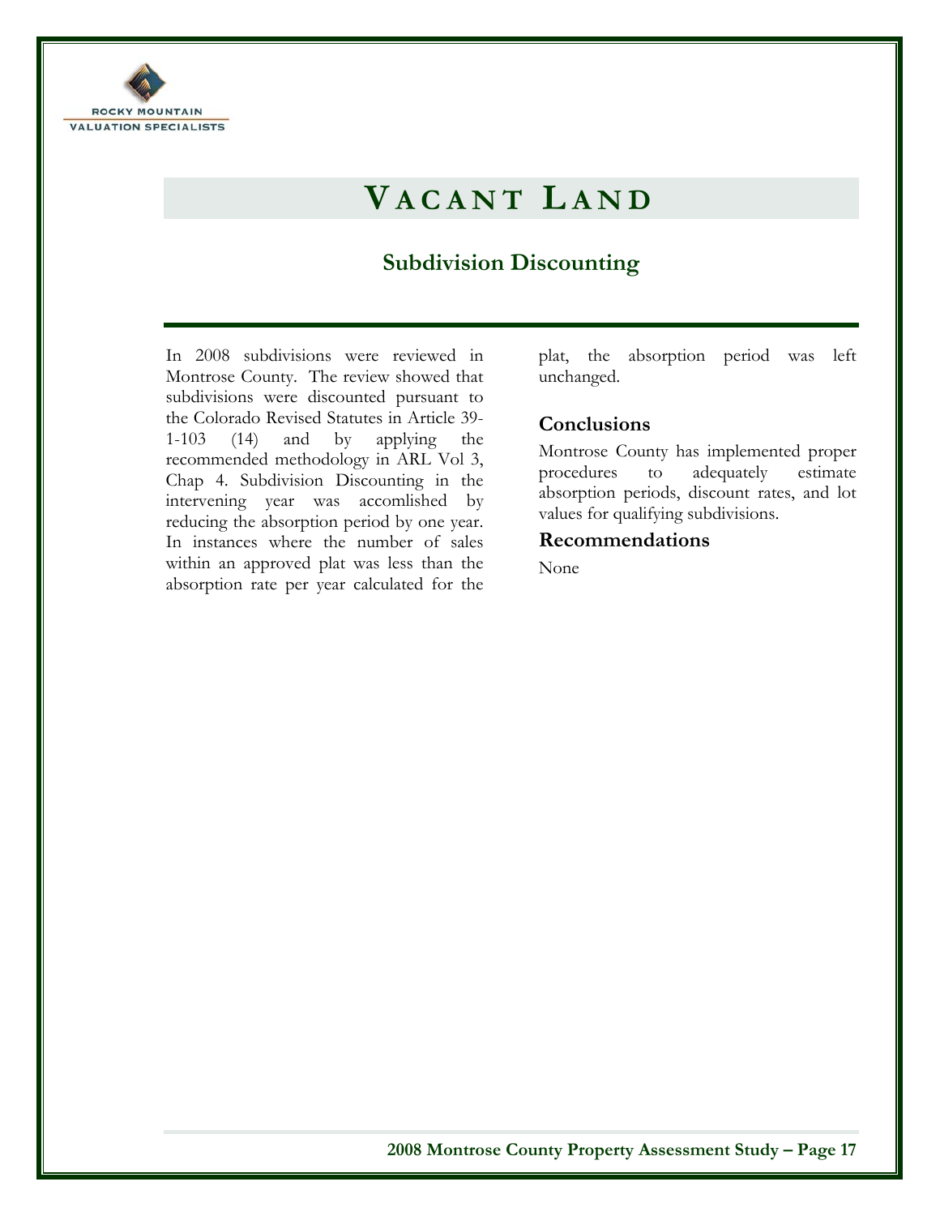# VACANT LAND

## Subdivision Discounting

In 2008 subdivisions were reviewed in Montrose County. The review showed that subdivisions were discounted pursuant to the Colorado Revised Statutes in Article 39-1-103 (14) and by applying the recommended methodology in ARL Vol 3, Chap 4. Subdivision Discounting in the intervening year was accomlished by reducing the absorption period by one year. In instances where the number of sales within an approved plat was less than the absorption rate per year calculated for the plat, the absorption period was left unchanged.

### Conclusions

Montrose County has implemented proper procedures to adequately estimate absorption periods, discount rates, and lot values for qualifying subdivisions.

### Recommendations

None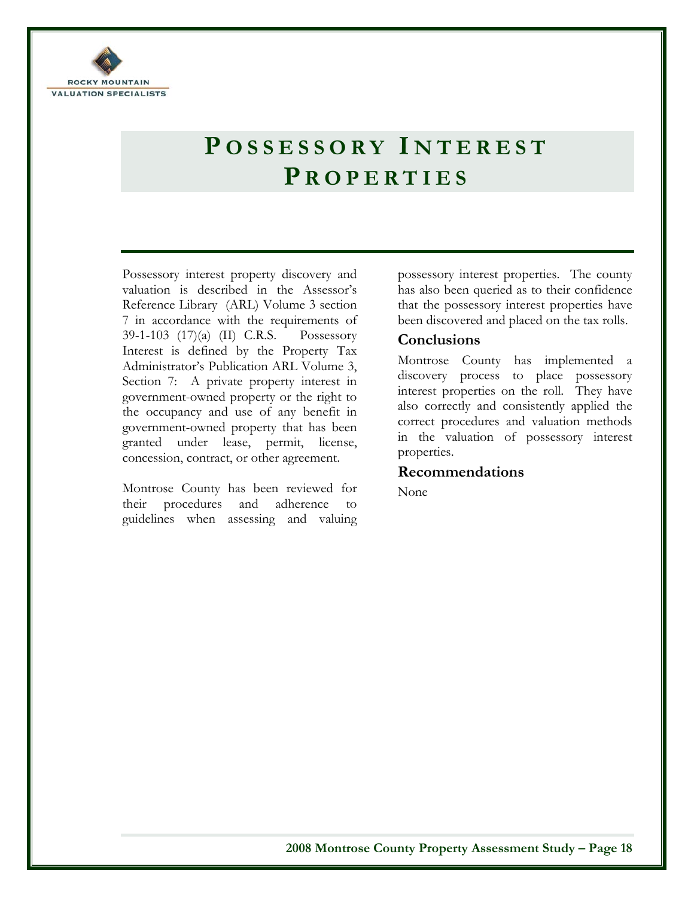# Possessory Interest Properties

Possessory interest property discovery and valuation is described in the Assessor's Reference Library (ARL) Volume 3 section 7 in accordance with the requirements of 39-1-103 (17)(a) (II) C.R.S. Possessory Interest is defined by the Property Tax Administrator's Publication ARL Volume 3, Section 7: A private property interest in government-owned property or the right to the occupancy and use of any benefit in government-owned property that has been granted under lease, permit, license, concession, contract, or other agreement.

Montrose County has been reviewed for their procedures and adherence to guidelines when assessing and valuing possessory interest properties. The county has also been queried as to their confidence that the possessory interest properties have been discovered and placed on the tax rolls.

### Conclusions

Montrose County has implemented a discovery process to place possessory interest properties on the roll. They have also correctly and consistently applied the correct procedures and valuation methods in the valuation of possessory interest properties.

### Recommendations

None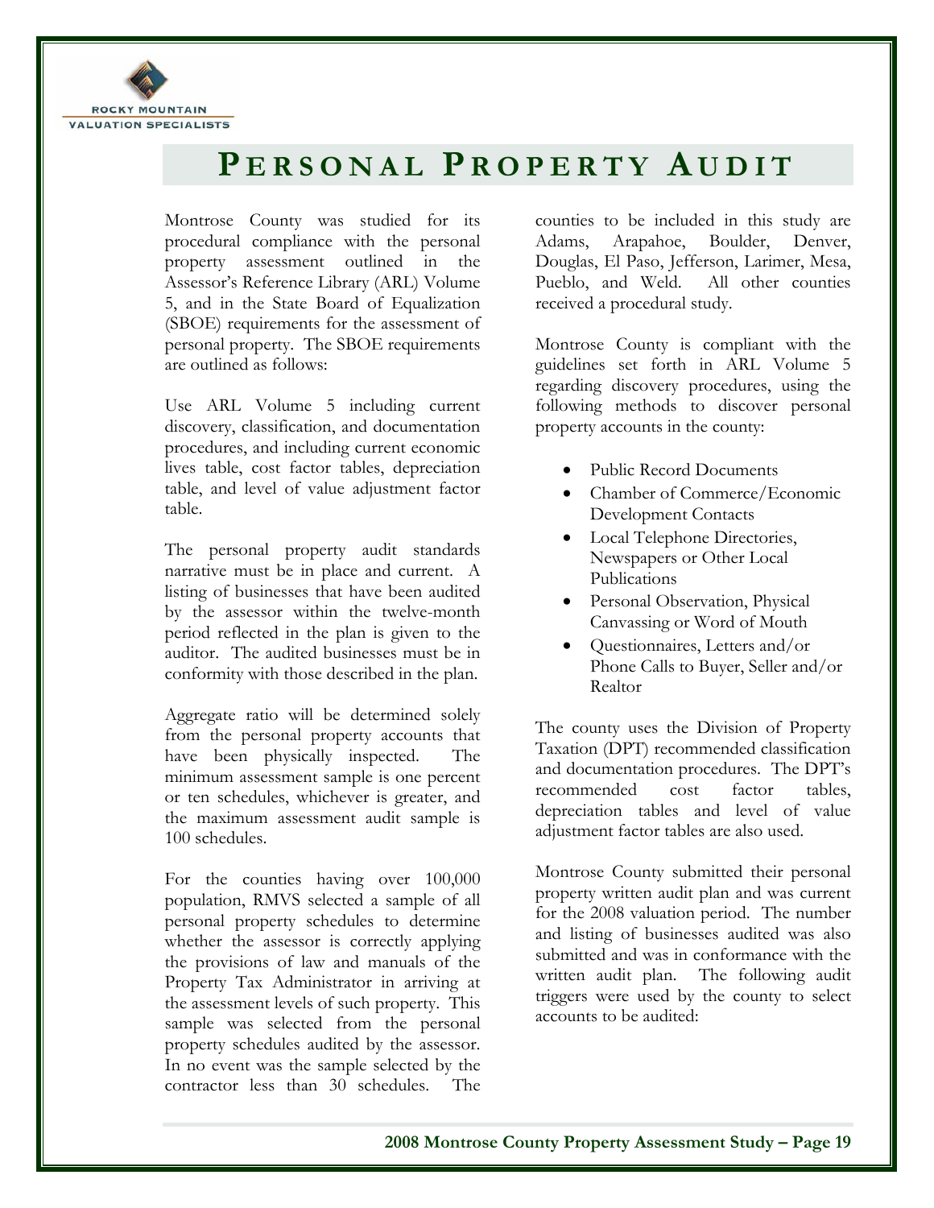# Personal Property Audit

Montrose County was studied for its procedural compliance with the personal property assessment outlined in the Assessor's Reference Library (ARL) Volume 5, and in the State Board of Equalization (SBOE) requirements for the assessment of personal property. The SBOE requirements are outlined as follows:

Use ARL Volume 5 including current discovery, classification, and documentation procedures, and including current economic lives table, cost factor tables, depreciation table, and level of value adjustment factor table.

The personal property audit standards narrative must be in place and current. A listing of businesses that have been audited by the assessor within the twelve-month period reflected in the plan is given to the auditor. The audited businesses must be in conformity with those described in the plan.

Aggregate ratio will be determined solely from the personal property accounts that have been physically inspected. The minimum assessment sample is one percent or ten schedules, whichever is greater, and the maximum assessment audit sample is 100 schedules.

For the counties having over 100,000 population, RMVS selected a sample of all personal property schedules to determine whether the assessor is correctly applying the provisions of law and manuals of the Property Tax Administrator in arriving at the assessment levels of such property. This sample was selected from the personal property schedules audited by the assessor. In no event was the sample selected by the contractor less than 30 schedules. The counties to be included in this study are Adams, Arapahoe, Boulder, Denver, Douglas, El Paso, Jefferson, Larimer, Mesa, Pueblo, and Weld. All other counties received a procedural study.

Montrose County is compliant with the guidelines set forth in ARL Volume 5 regarding discovery procedures, using the following methods to discover personal property accounts in the county:

- Public Record Documents
- Chamber of Commerce/Economic Development Contacts
- Local Telephone Directories, Newspapers or Other Local Publications
- Personal Observation, Physical Canvassing or Word of Mouth
- Questionnaires, Letters and/or Phone Calls to Buyer, Seller and/or Realtor

The county uses the Division of Property Taxation (DPT) recommended classification and documentation procedures. The DPT's recommended cost factor tables, depreciation tables and level of value adjustment factor tables are also used.

Montrose County submitted their personal property written audit plan and was current for the 2008 valuation period. The number and listing of businesses audited was also submitted and was in conformance with the written audit plan. The following audit triggers were used by the county to select accounts to be audited: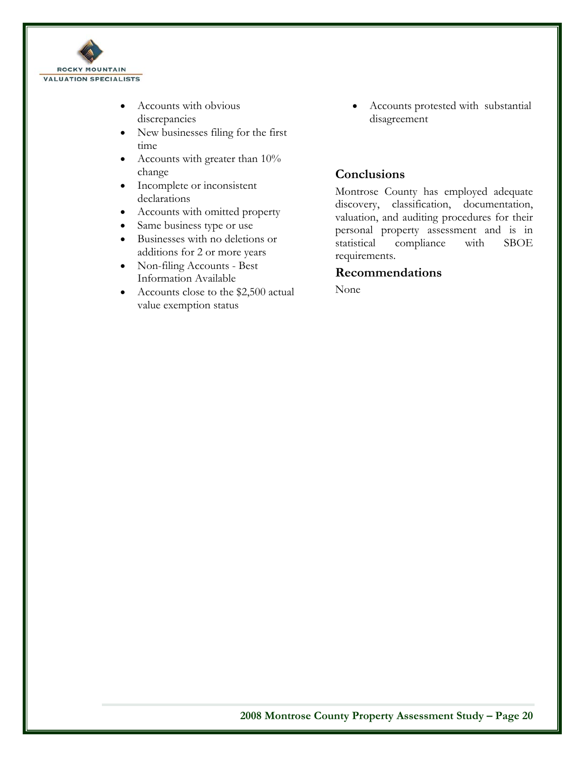- Accounts with obvious discrepancies
- New businesses filing for the first time
- Accounts with greater than 10% change
- Incomplete or inconsistent declarations
- Accounts with omitted property
- Same business type or use
- Businesses with no deletions or additions for 2 or more years
- Non-filing Accounts - Best Information Available
- Accounts close to the $2,500 actual value exemption status
- Accounts protested with substantial disagreement

## Conclusions

Montrose County has employed adequate discovery, classification, documentation, valuation, and auditing procedures for their personal property assessment and is in statistical compliance with SBOE requirements.

## Recommendations

None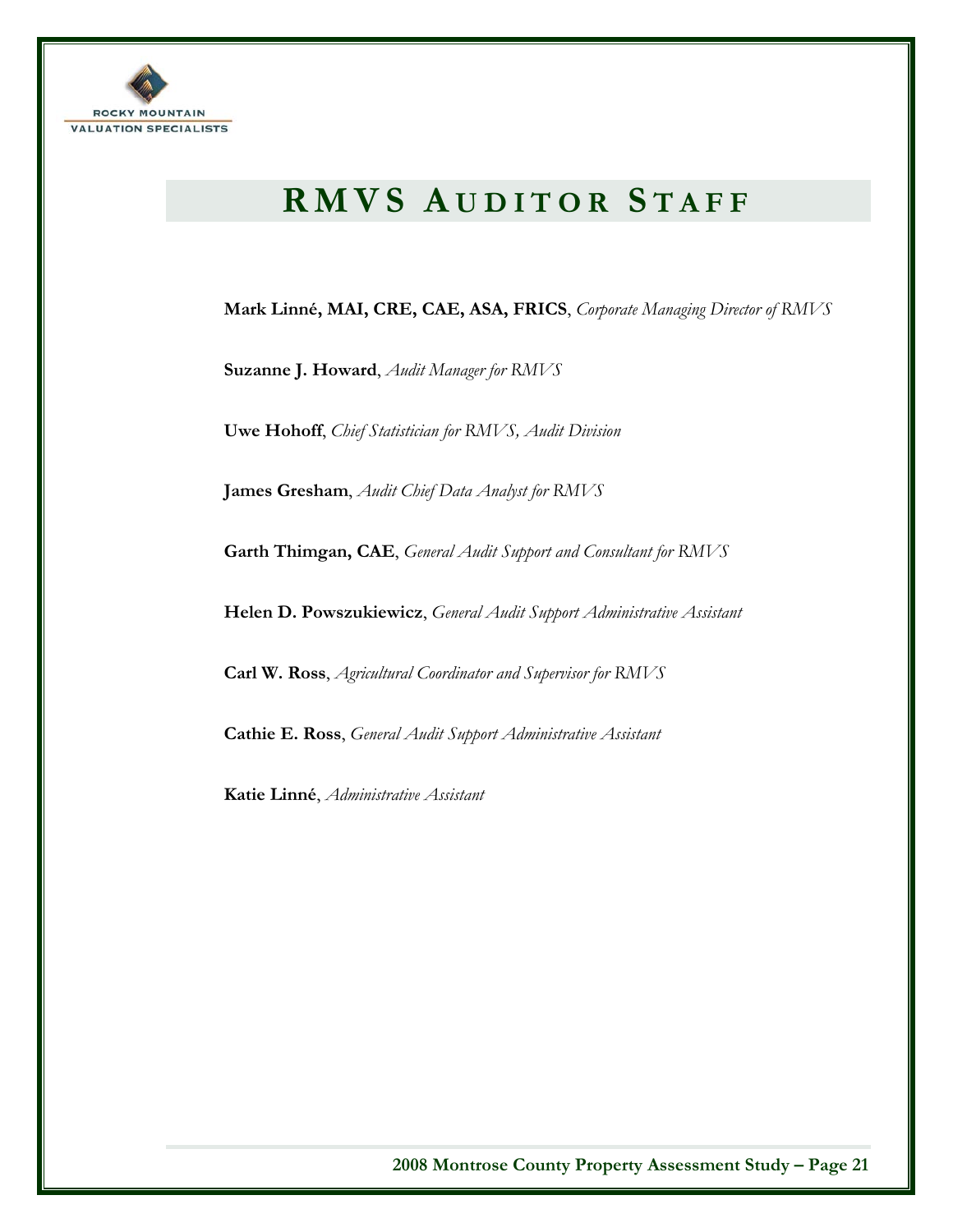# RMVS AUDITOR STAFF

**Mark Linné, MAI, CRE, CAE, ASA, FRICS**, *Corporate Managing Director of RMVS*

**Suzanne J. Howard**, *Audit Manager for RMVS*

**Uwe Hohoff**, *Chief Statistician for RMVS, Audit Division*

**James Gresham**, *Audit Chief Data Analyst for RMVS*

**Garth Thimgan, CAE**, *General Audit Support and Consultant for RMVS*

**Helen D. Powszukiewicz**, *General Audit Support Administrative Assistant*

**Carl W. Ross**, *Agricultural Coordinator and Supervisor for RMVS*

**Cathie E. Ross**, *General Audit Support Administrative Assistant*

**Katie Linné**, *Administrative Assistant*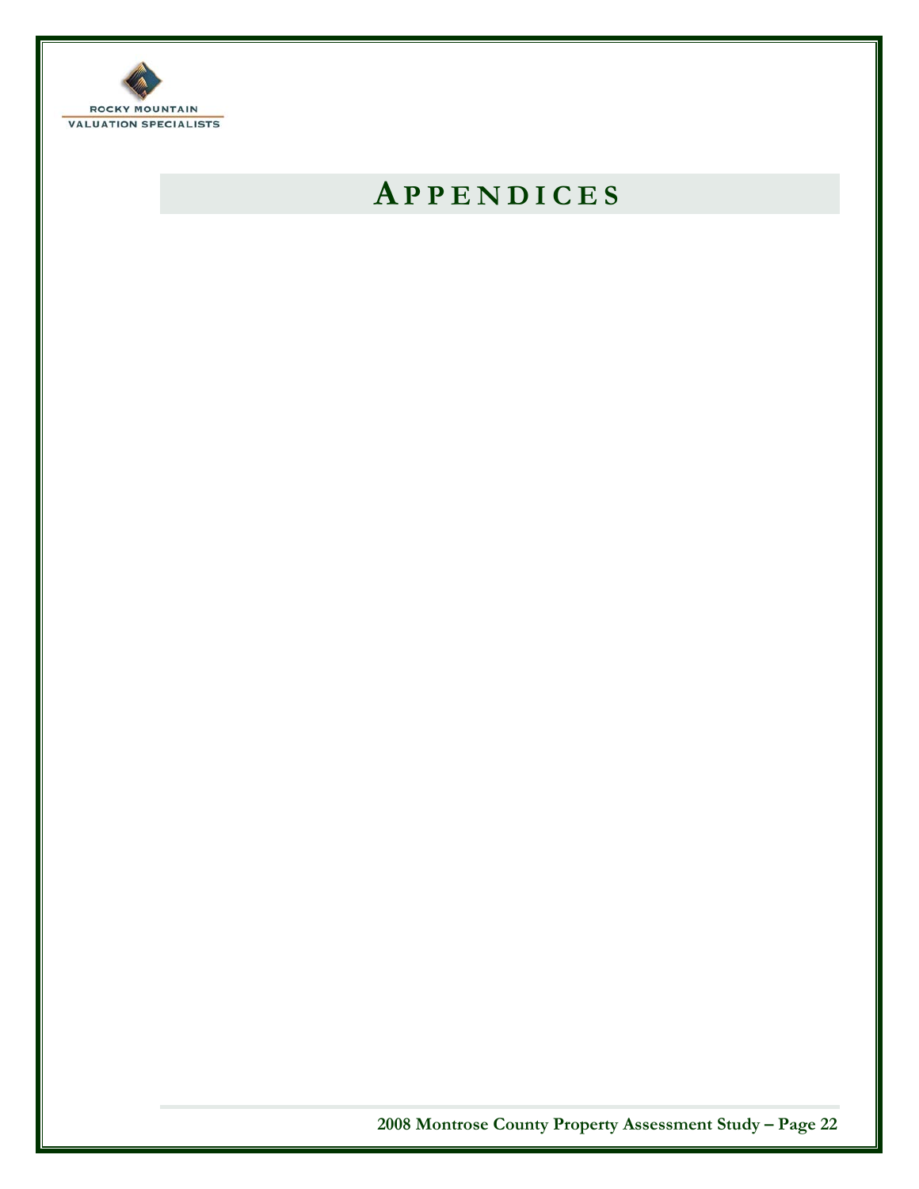# APPENDICES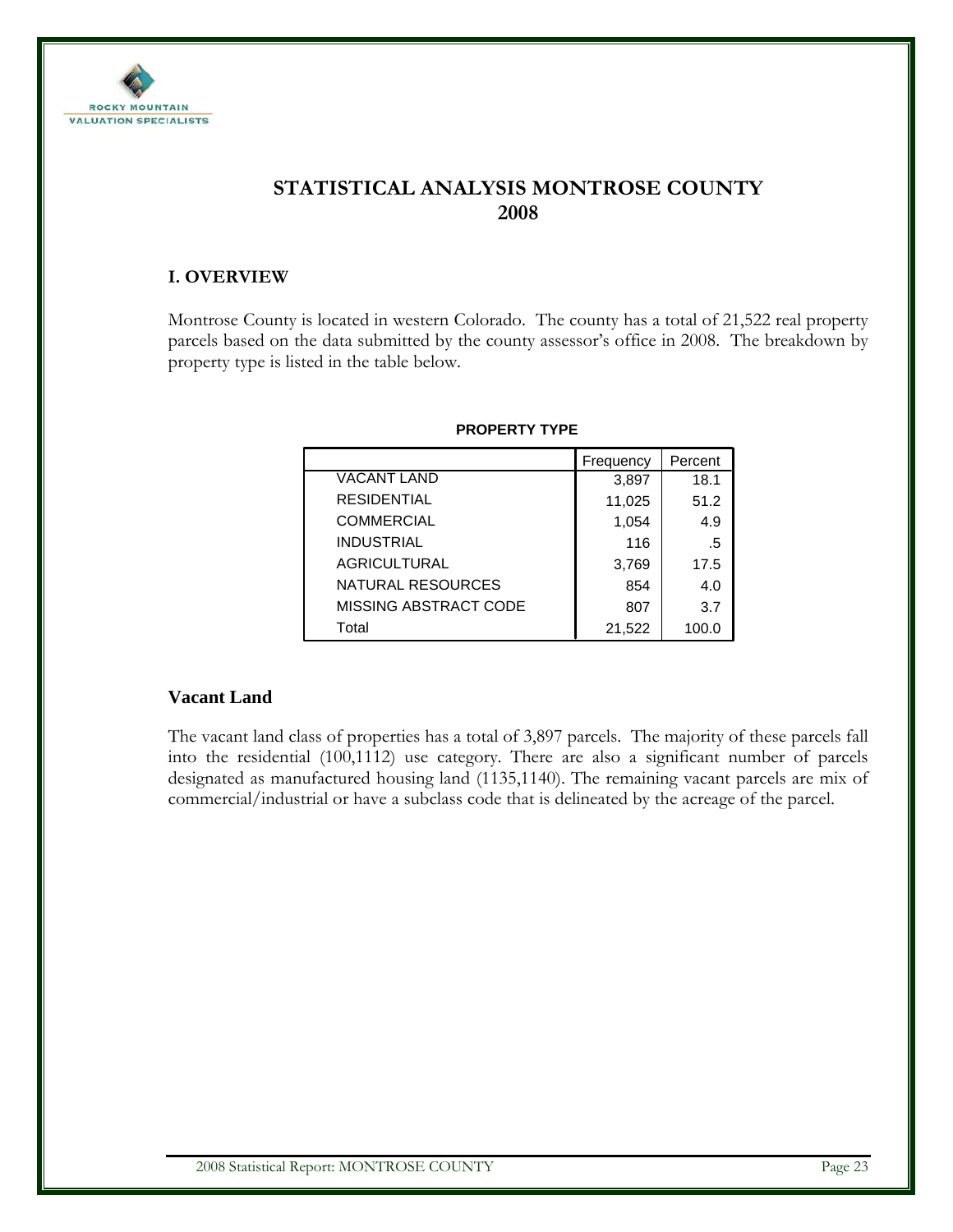# STATISTICAL ANALYSIS MONTROSE COUNTY 2008

## I. OVERVIEW

Montrose County is located in western Colorado. The county has a total of 21,522 real property parcels based on the data submitted by the county assessor's office in 2008. The breakdown by property type is listed in the table below.

**PROPERTY TYPE**

| | Frequency | Percent |
|---|---|---|
| VACANT LAND | 3,897 | 18.1 |
| RESIDENTIAL | 11,025 | 51.2 |
| COMMERCIAL | 1,054 | 4.9 |
| INDUSTRIAL | 116 | .5 |
| AGRICULTURAL | 3,769 | 17.5 |
| NATURAL RESOURCES | 854 | 4.0 |
| MISSING ABSTRACT CODE | 807 | 3.7 |
| Total | 21,522 | 100.0 |

## Vacant Land

The vacant land class of properties has a total of 3,897 parcels. The majority of these parcels fall into the residential (100,1112) use category. There are also a significant number of parcels designated as manufactured housing land (1135,1140). The remaining vacant parcels are mix of commercial/industrial or have a subclass code that is delineated by the acreage of the parcel.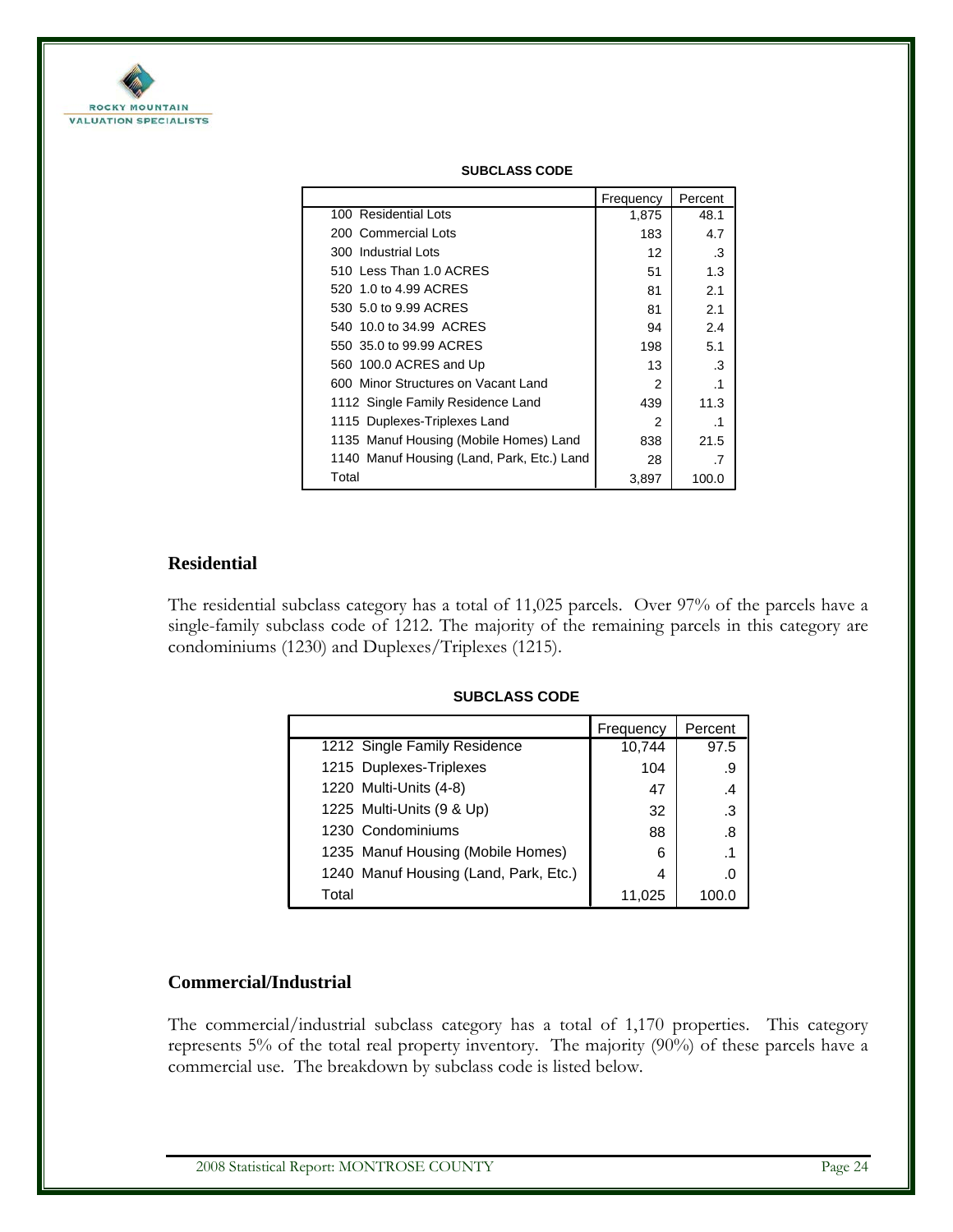**SUBCLASS CODE**

| | Frequency | Percent |
|---|---|---|
| 100 Residential Lots | 1,875 | 48.1 |
| 200 Commercial Lots | 183 | 4.7 |
| 300 Industrial Lots | 12 | .3 |
| 510 Less Than 1.0 ACRES | 51 | 1.3 |
| 520 1.0 to 4.99 ACRES | 81 | 2.1 |
| 530 5.0 to 9.99 ACRES | 81 | 2.1 |
| 540 10.0 to 34.99 ACRES | 94 | 2.4 |
| 550 35.0 to 99.99 ACRES | 198 | 5.1 |
| 560 100.0 ACRES and Up | 13 | .3 |
| 600 Minor Structures on Vacant Land | 2 | .1 |
| 1112 Single Family Residence Land | 439 | 11.3 |
| 1115 Duplexes-Triplexes Land | 2 | .1 |
| 1135 Manuf Housing (Mobile Homes) Land | 838 | 21.5 |
| 1140 Manuf Housing (Land, Park, Etc.) Land | 28 | .7 |
| Total | 3,897 | 100.0 |

## Residential

The residential subclass category has a total of 11,025 parcels. Over 97% of the parcels have a single-family subclass code of 1212. The majority of the remaining parcels in this category are condominiums (1230) and Duplexes/Triplexes (1215).

**SUBCLASS CODE**

| | Frequency | Percent |
|---|---|---|
| 1212 Single Family Residence | 10,744 | 97.5 |
| 1215 Duplexes-Triplexes | 104 | .9 |
| 1220 Multi-Units (4-8) | 47 | .4 |
| 1225 Multi-Units (9 & Up) | 32 | .3 |
| 1230 Condominiums | 88 | .8 |
| 1235 Manuf Housing (Mobile Homes) | 6 | .1 |
| 1240 Manuf Housing (Land, Park, Etc.) | 4 | .0 |
| Total | 11,025 | 100.0 |

## Commercial/Industrial

The commercial/industrial subclass category has a total of 1,170 properties. This category represents 5% of the total real property inventory. The majority (90%) of these parcels have a commercial use. The breakdown by subclass code is listed below.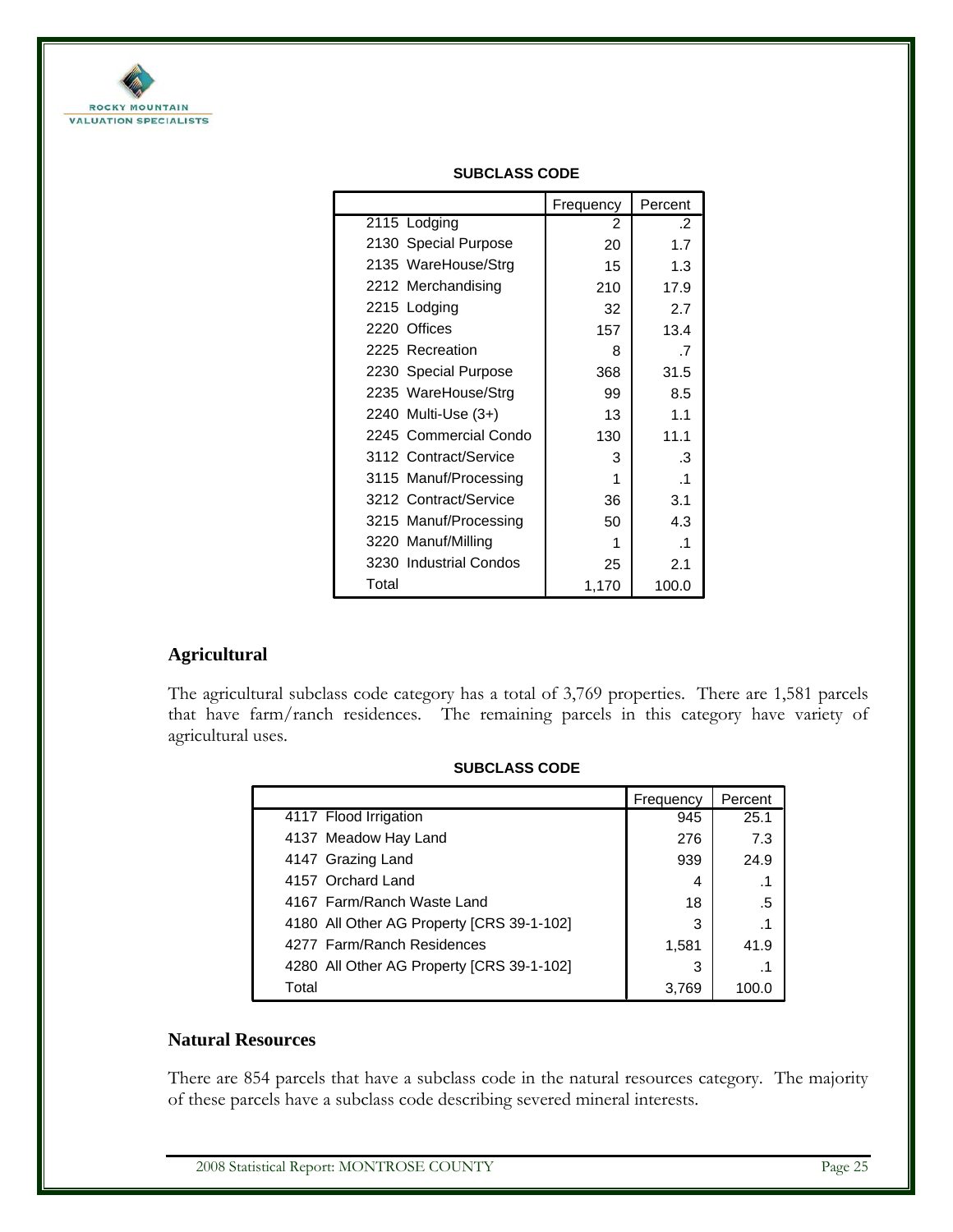**SUBCLASS CODE**

| | Frequency | Percent |
|---|---|---|
| 2115 Lodging | 2 | .2 |
| 2130 Special Purpose | 20 | 1.7 |
| 2135 WareHouse/Strg | 15 | 1.3 |
| 2212 Merchandising | 210 | 17.9 |
| 2215 Lodging | 32 | 2.7 |
| 2220 Offices | 157 | 13.4 |
| 2225 Recreation | 8 | .7 |
| 2230 Special Purpose | 368 | 31.5 |
| 2235 WareHouse/Strg | 99 | 8.5 |
| 2240 Multi-Use (3+) | 13 | 1.1 |
| 2245 Commercial Condo | 130 | 11.1 |
| 3112 Contract/Service | 3 | .3 |
| 3115 Manuf/Processing | 1 | .1 |
| 3212 Contract/Service | 36 | 3.1 |
| 3215 Manuf/Processing | 50 | 4.3 |
| 3220 Manuf/Milling | 1 | .1 |
| 3230 Industrial Condos | 25 | 2.1 |
| Total | 1,170 | 100.0 |

## Agricultural

The agricultural subclass code category has a total of 3,769 properties. There are 1,581 parcels that have farm/ranch residences. The remaining parcels in this category have variety of agricultural uses.

**SUBCLASS CODE**

| | Frequency | Percent |
|---|---|---|
| 4117 Flood Irrigation | 945 | 25.1 |
| 4137 Meadow Hay Land | 276 | 7.3 |
| 4147 Grazing Land | 939 | 24.9 |
| 4157 Orchard Land | 4 | .1 |
| 4167 Farm/Ranch Waste Land | 18 | .5 |
| 4180 All Other AG Property [CRS 39-1-102] | 3 | .1 |
| 4277 Farm/Ranch Residences | 1,581 | 41.9 |
| 4280 All Other AG Property [CRS 39-1-102] | 3 | .1 |
| Total | 3,769 | 100.0 |

## Natural Resources

There are 854 parcels that have a subclass code in the natural resources category. The majority of these parcels have a subclass code describing severed mineral interests.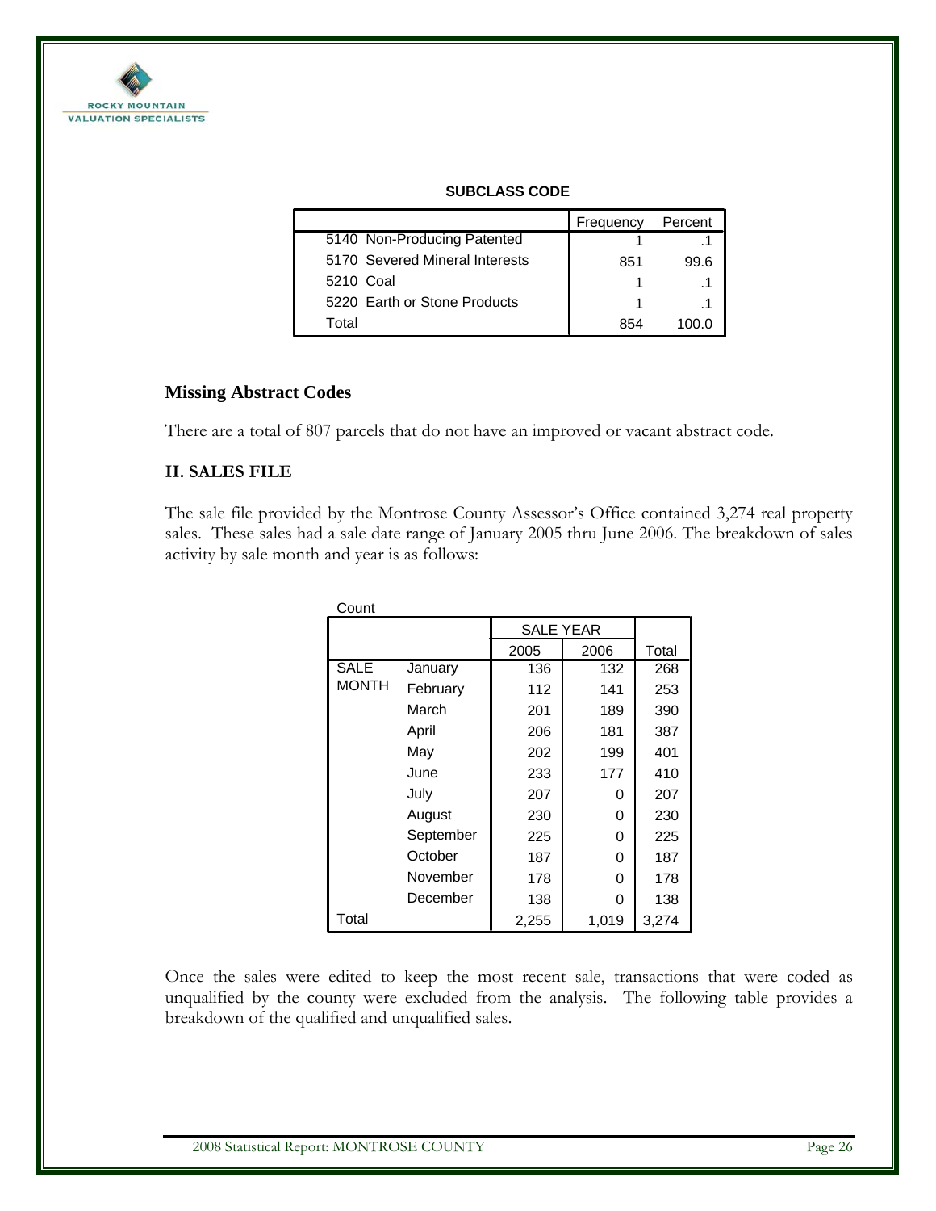**SUBCLASS CODE**

| | Frequency | Percent |
|---|---|---|
| 5140 Non-Producing Patented | 1 | .1 |
| 5170 Severed Mineral Interests | 851 | 99.6 |
| 5210 Coal | 1 | .1 |
| 5220 Earth or Stone Products | 1 | .1 |
| Total | 854 | 100.0 |

### Missing Abstract Codes

There are a total of 807 parcels that do not have an improved or vacant abstract code.

### II. SALES FILE

The sale file provided by the Montrose County Assessor's Office contained 3,274 real property sales. These sales had a sale date range of January 2005 thru June 2006. The breakdown of sales activity by sale month and year is as follows:

Count

| | | SALE YEAR | | |
|---|---|---|---|---|
| | | 2005 | 2006 | Total |
| SALE MONTH | January | 136 | 132 | 268 |
| | February | 112 | 141 | 253 |
| | March | 201 | 189 | 390 |
| | April | 206 | 181 | 387 |
| | May | 202 | 199 | 401 |
| | June | 233 | 177 | 410 |
| | July | 207 | 0 | 207 |
| | August | 230 | 0 | 230 |
| | September | 225 | 0 | 225 |
| | October | 187 | 0 | 187 |
| | November | 178 | 0 | 178 |
| | December | 138 | 0 | 138 |
| Total | | 2,255 | 1,019 | 3,274 |

Once the sales were edited to keep the most recent sale, transactions that were coded as unqualified by the county were excluded from the analysis. The following table provides a breakdown of the qualified and unqualified sales.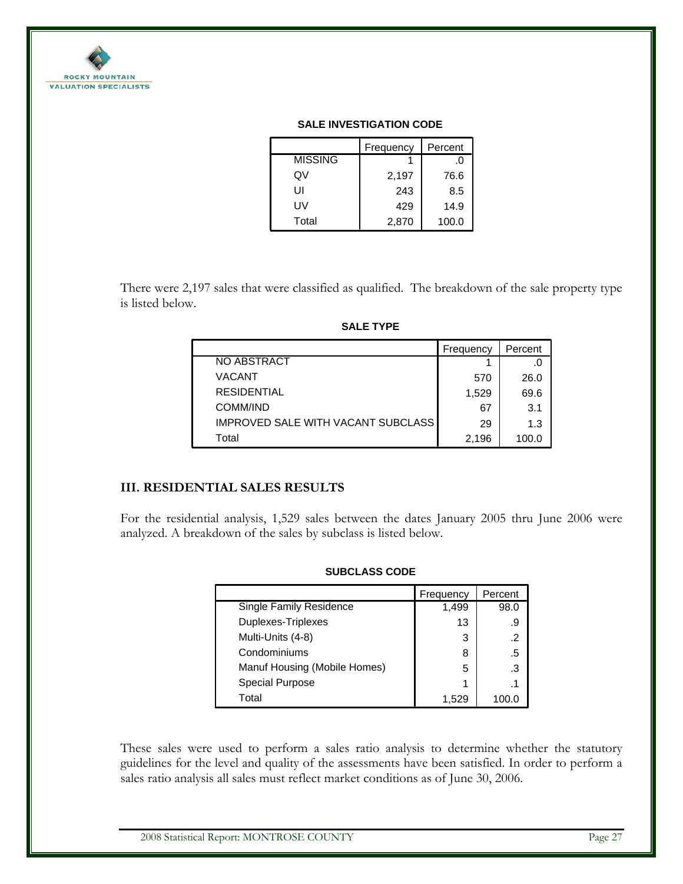**SALE INVESTIGATION CODE**

| | Frequency | Percent |
|---|---|---|
| MISSING | 1 | .0 |
| QV | 2,197 | 76.6 |
| UI | 243 | 8.5 |
| UV | 429 | 14.9 |
| Total | 2,870 | 100.0 |

There were 2,197 sales that were classified as qualified. The breakdown of the sale property type is listed below.

**SALE TYPE**

| | Frequency | Percent |
|---|---|---|
| NO ABSTRACT | 1 | .0 |
| VACANT | 570 | 26.0 |
| RESIDENTIAL | 1,529 | 69.6 |
| COMM/IND | 67 | 3.1 |
| IMPROVED SALE WITH VACANT SUBCLASS | 29 | 1.3 |
| Total | 2,196 | 100.0 |

## III. RESIDENTIAL SALES RESULTS

For the residential analysis, 1,529 sales between the dates January 2005 thru June 2006 were analyzed. A breakdown of the sales by subclass is listed below.

**SUBCLASS CODE**

| | Frequency | Percent |
|---|---|---|
| Single Family Residence | 1,499 | 98.0 |
| Duplexes-Triplexes | 13 | .9 |
| Multi-Units (4-8) | 3 | .2 |
| Condominiums | 8 | .5 |
| Manuf Housing (Mobile Homes) | 5 | .3 |
| Special Purpose | 1 | .1 |
| Total | 1,529 | 100.0 |

These sales were used to perform a sales ratio analysis to determine whether the statutory guidelines for the level and quality of the assessments have been satisfied. In order to perform a sales ratio analysis all sales must reflect market conditions as of June 30, 2006.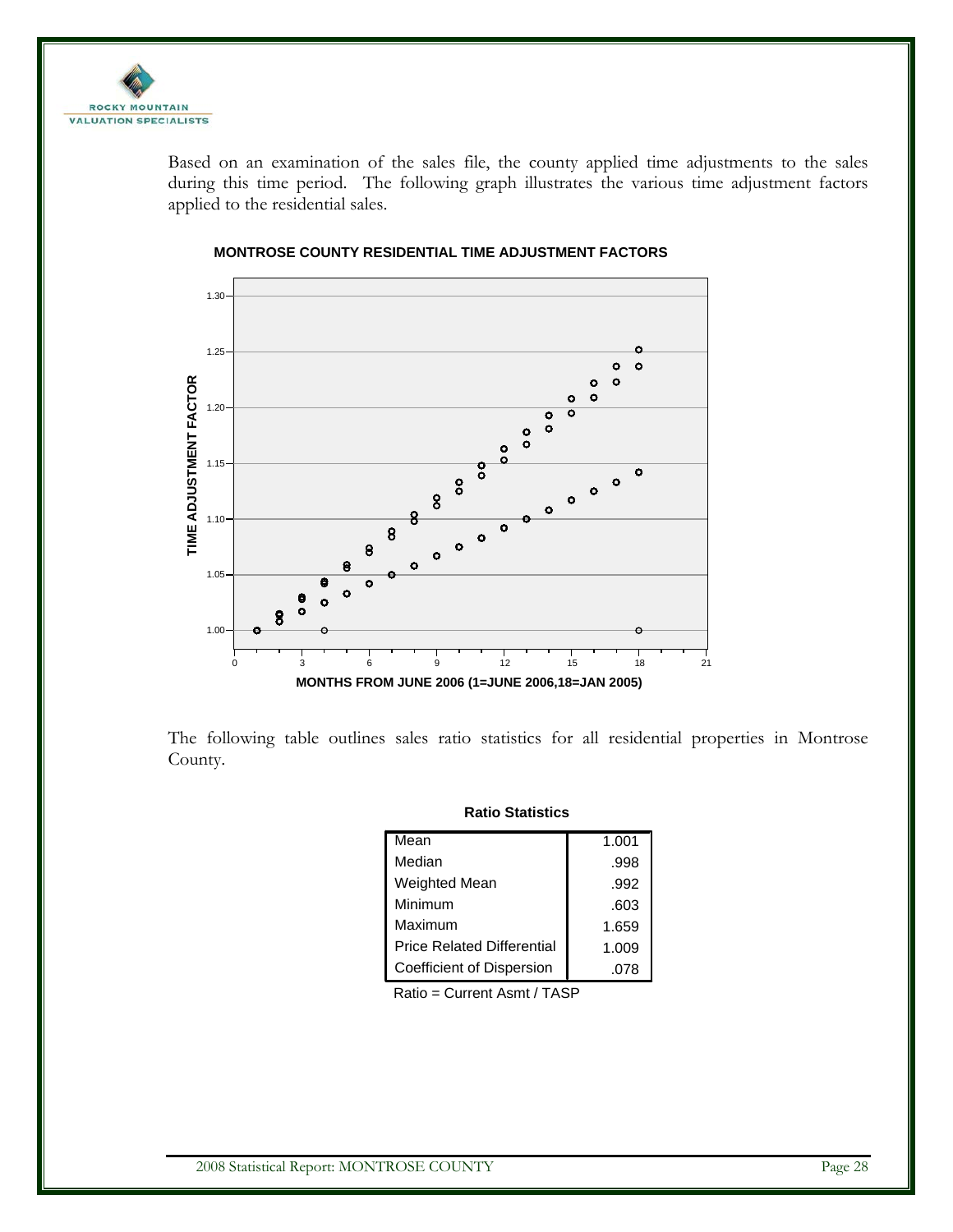Based on an examination of the sales file, the county applied time adjustments to the sales during this time period. The following graph illustrates the various time adjustment factors applied to the residential sales.

**MONTROSE COUNTY RESIDENTIAL TIME ADJUSTMENT FACTORS**

The following table outlines sales ratio statistics for all residential properties in Montrose County.

**Ratio Statistics**

| | |
|---|---|
| Mean | 1.001 |
| Median | .998 |
| Weighted Mean | .992 |
| Minimum | .603 |
| Maximum | 1.659 |
| Price Related Differential | 1.009 |
| Coefficient of Dispersion | .078 |

Ratio = Current Asmt / TASP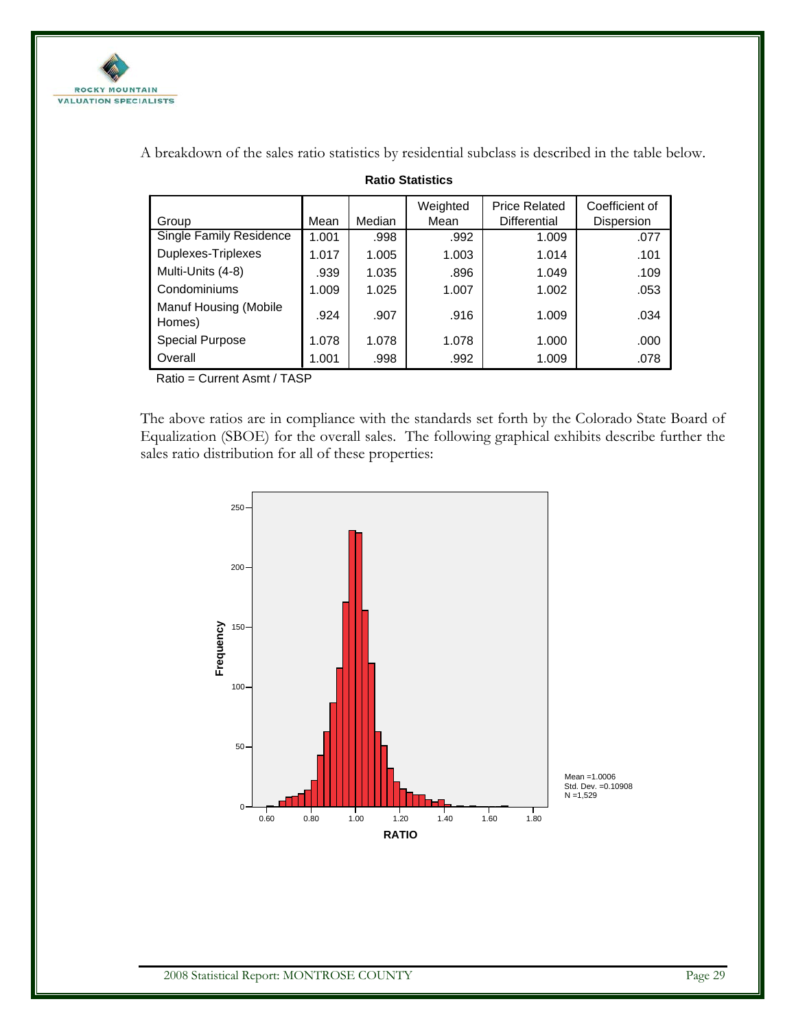A breakdown of the sales ratio statistics by residential subclass is described in the table below.

**Ratio Statistics**

| Group | Mean | Median | Weighted Mean | Price Related Differential | Coefficient of Dispersion |
|---|---|---|---|---|---|
| Single Family Residence | 1.001 | .998 | .992 | 1.009 | .077 |
| Duplexes-Triplexes | 1.017 | 1.005 | 1.003 | 1.014 | .101 |
| Multi-Units (4-8) | .939 | 1.035 | .896 | 1.049 | .109 |
| Condominiums | 1.009 | 1.025 | 1.007 | 1.002 | .053 |
| Manuf Housing (Mobile Homes) | .924 | .907 | .916 | 1.009 | .034 |
| Special Purpose | 1.078 | 1.078 | 1.078 | 1.000 | .000 |
| Overall | 1.001 | .998 | .992 | 1.009 | .078 |

Ratio = Current Asmt / TASP

The above ratios are in compliance with the standards set forth by the Colorado State Board of Equalization (SBOE) for the overall sales. The following graphical exhibits describe further the sales ratio distribution for all of these properties:

Mean =1.0006
Std. Dev. =0.10908
N =1,529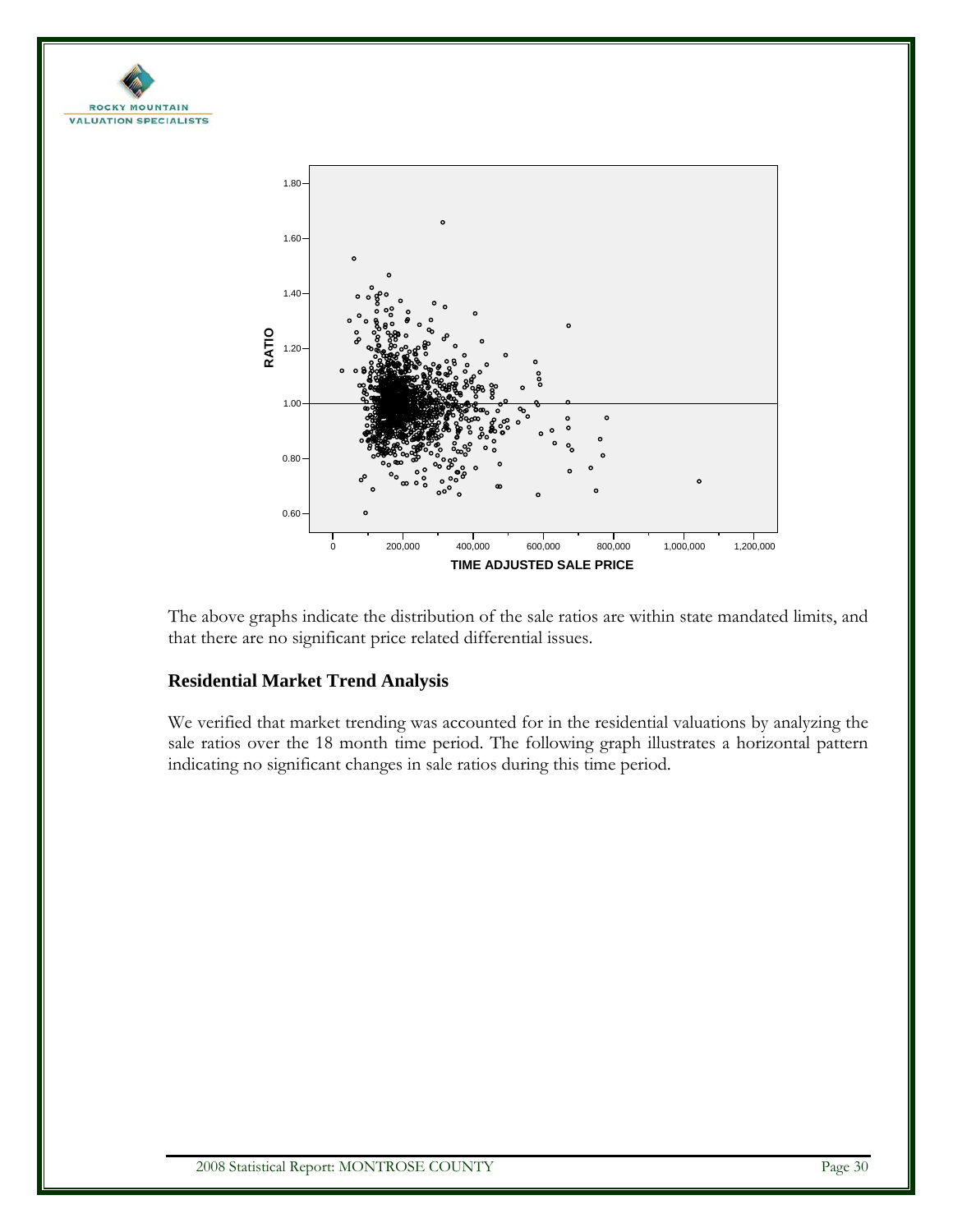The above graphs indicate the distribution of the sale ratios are within state mandated limits, and that there are no significant price related differential issues.

### Residential Market Trend Analysis

We verified that market trending was accounted for in the residential valuations by analyzing the sale ratios over the 18 month time period. The following graph illustrates a horizontal pattern indicating no significant changes in sale ratios during this time period.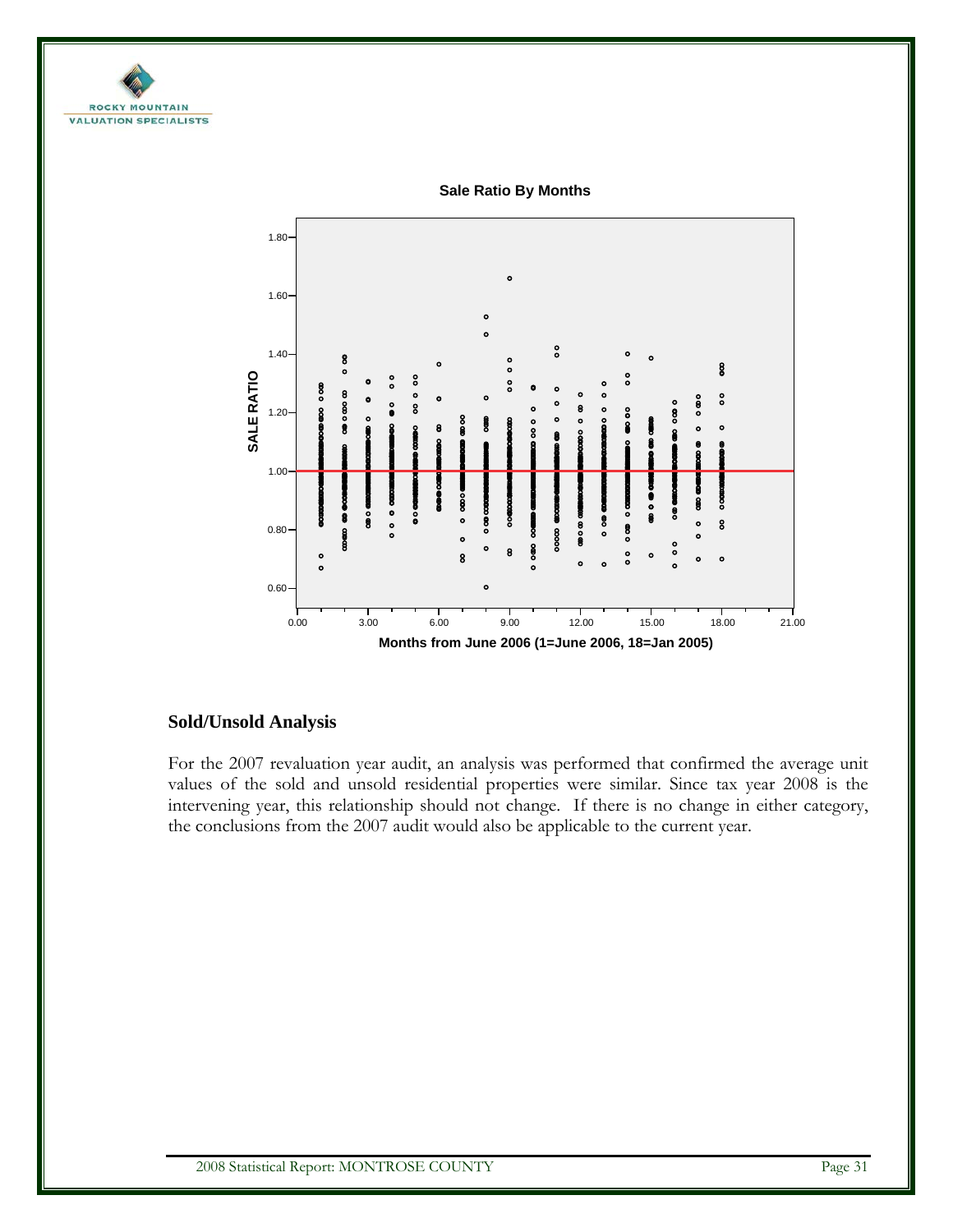**Sale Ratio By Months**

SALE RATIO

Months from June 2006 (1=June 2006, 18=Jan 2005)

## Sold/Unsold Analysis

For the 2007 revaluation year audit, an analysis was performed that confirmed the average unit values of the sold and unsold residential properties were similar. Since tax year 2008 is the intervening year, this relationship should not change. If there is no change in either category, the conclusions from the 2007 audit would also be applicable to the current year.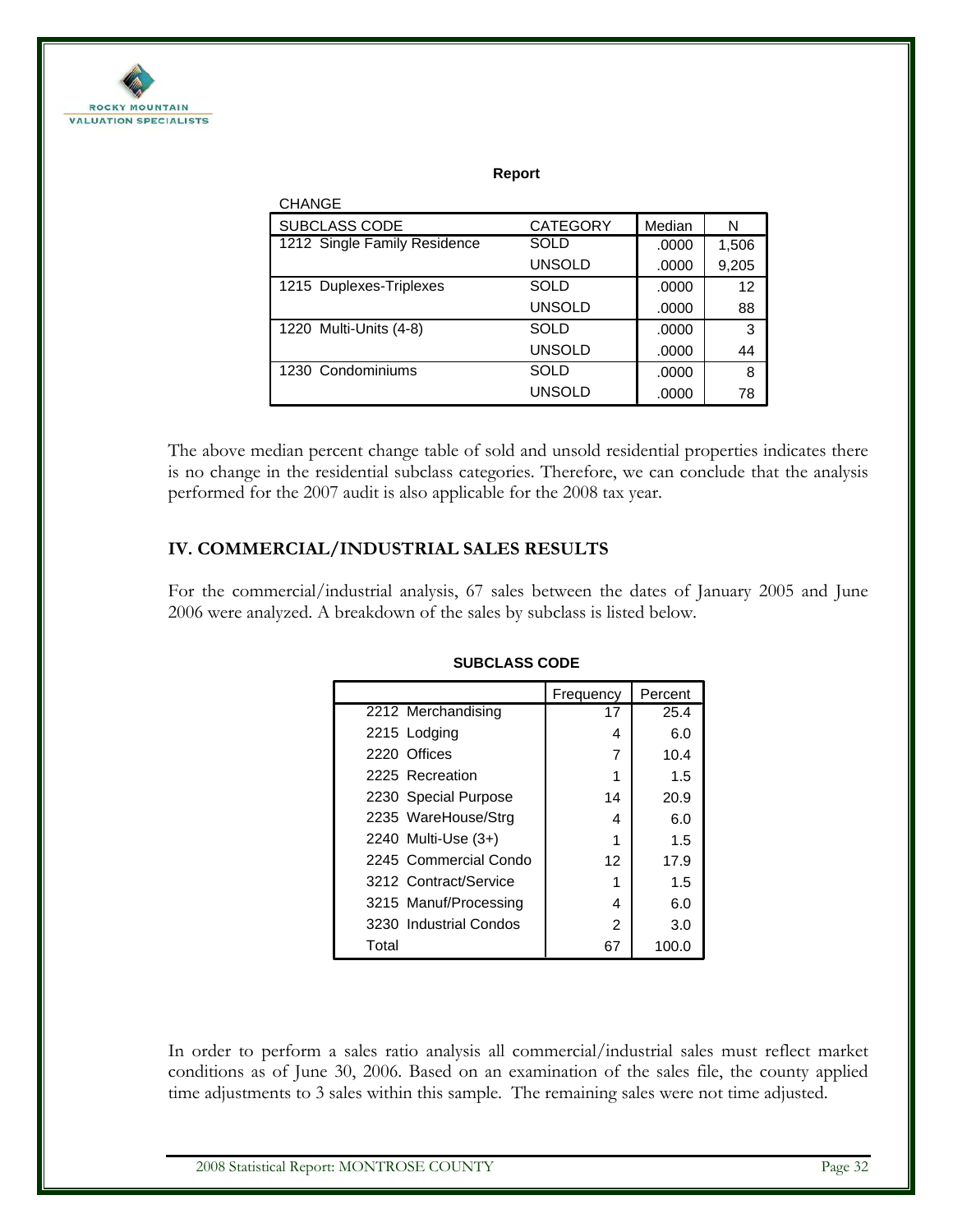**Report**

CHANGE

| SUBCLASS CODE | CATEGORY | Median | N |
|---|---|---|---|
| 1212 Single Family Residence | SOLD | .0000 | 1,506 |
| | UNSOLD | .0000 | 9,205 |
| 1215 Duplexes-Triplexes | SOLD | .0000 | 12 |
| | UNSOLD | .0000 | 88 |
| 1220 Multi-Units (4-8) | SOLD | .0000 | 3 |
| | UNSOLD | .0000 | 44 |
| 1230 Condominiums | SOLD | .0000 | 8 |
| | UNSOLD | .0000 | 78 |

The above median percent change table of sold and unsold residential properties indicates there is no change in the residential subclass categories. Therefore, we can conclude that the analysis performed for the 2007 audit is also applicable for the 2008 tax year.

## IV. COMMERCIAL/INDUSTRIAL SALES RESULTS

For the commercial/industrial analysis, 67 sales between the dates of January 2005 and June 2006 were analyzed. A breakdown of the sales by subclass is listed below.

**SUBCLASS CODE**

| | Frequency | Percent |
|---|---|---|
| 2212 Merchandising | 17 | 25.4 |
| 2215 Lodging | 4 | 6.0 |
| 2220 Offices | 7 | 10.4 |
| 2225 Recreation | 1 | 1.5 |
| 2230 Special Purpose | 14 | 20.9 |
| 2235 WareHouse/Strg | 4 | 6.0 |
| 2240 Multi-Use (3+) | 1 | 1.5 |
| 2245 Commercial Condo | 12 | 17.9 |
| 3212 Contract/Service | 1 | 1.5 |
| 3215 Manuf/Processing | 4 | 6.0 |
| 3230 Industrial Condos | 2 | 3.0 |
| Total | 67 | 100.0 |

In order to perform a sales ratio analysis all commercial/industrial sales must reflect market conditions as of June 30, 2006. Based on an examination of the sales file, the county applied time adjustments to 3 sales within this sample. The remaining sales were not time adjusted.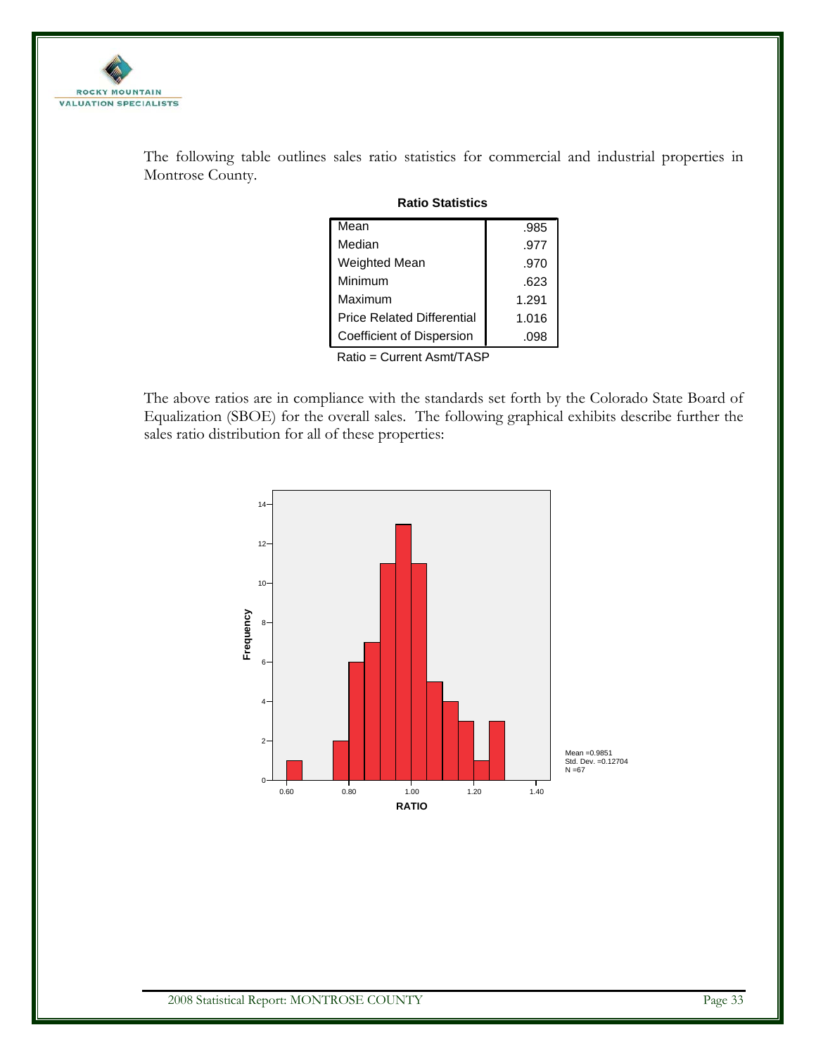The following table outlines sales ratio statistics for commercial and industrial properties in Montrose County.

**Ratio Statistics**

| | |
|---|---|
| Mean | .985 |
| Median | .977 |
| Weighted Mean | .970 |
| Minimum | .623 |
| Maximum | 1.291 |
| Price Related Differential | 1.016 |
| Coefficient of Dispersion | .098 |

Ratio = Current Asmt/TASP

The above ratios are in compliance with the standards set forth by the Colorado State Board of Equalization (SBOE) for the overall sales. The following graphical exhibits describe further the sales ratio distribution for all of these properties: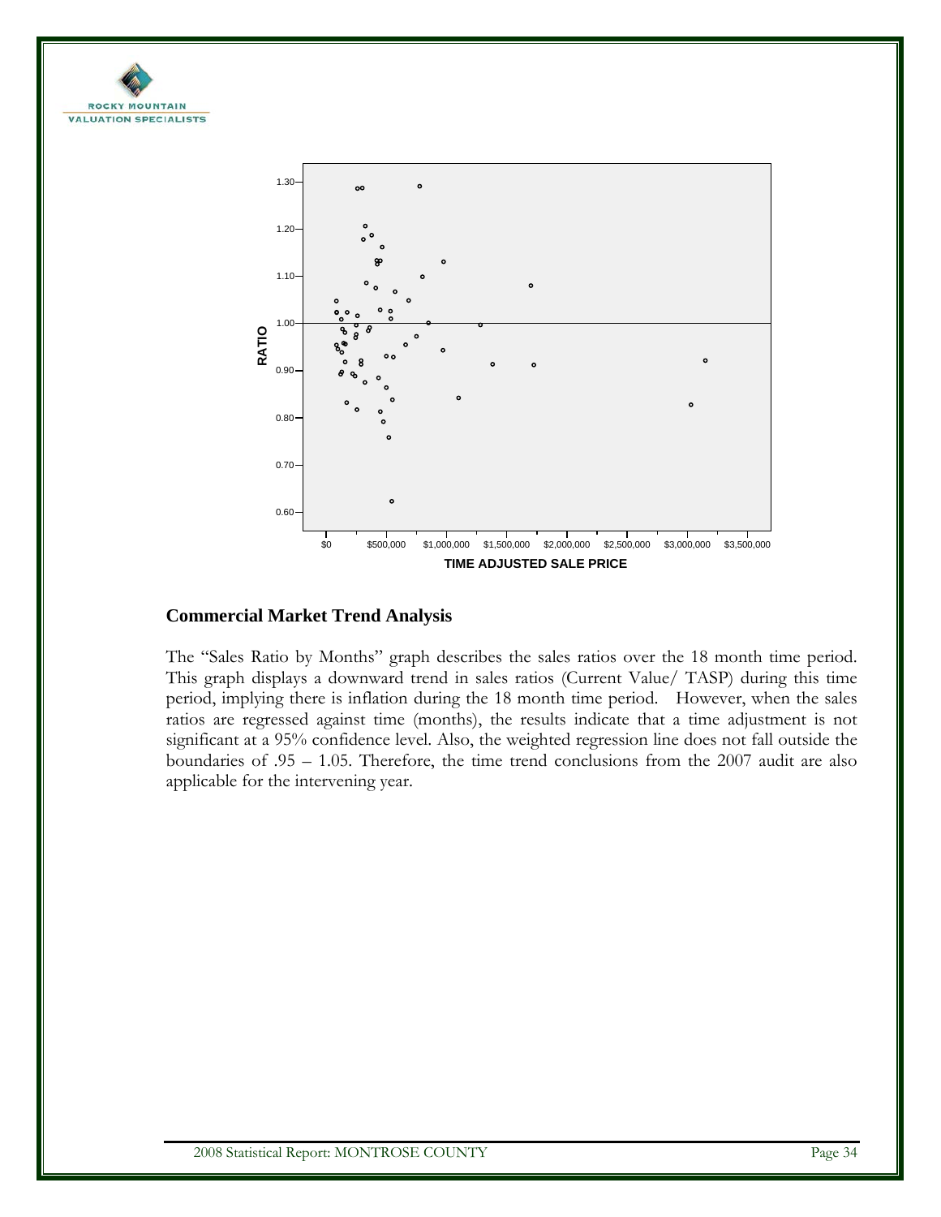## Commercial Market Trend Analysis

The "Sales Ratio by Months" graph describes the sales ratios over the 18 month time period. This graph displays a downward trend in sales ratios (Current Value/ TASP) during this time period, implying there is inflation during the 18 month time period. However, when the sales ratios are regressed against time (months), the results indicate that a time adjustment is not significant at a 95% confidence level. Also, the weighted regression line does not fall outside the boundaries of .95 – 1.05. Therefore, the time trend conclusions from the 2007 audit are also applicable for the intervening year.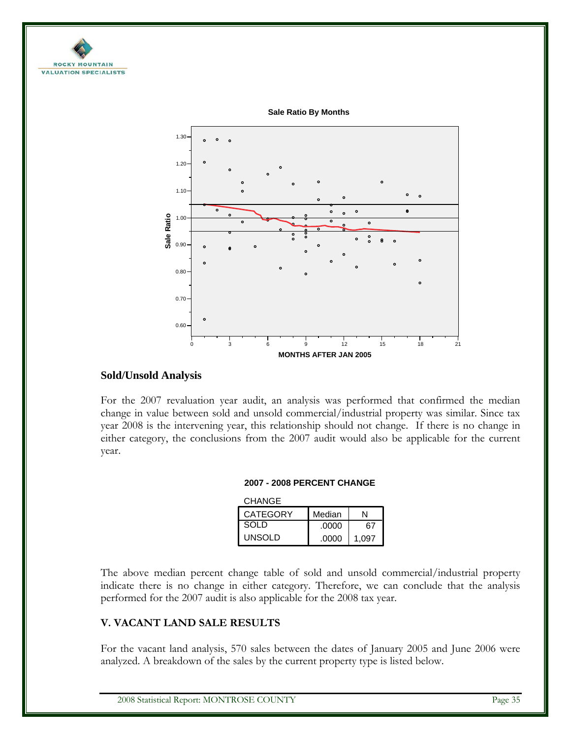Sale Ratio By Months

## Sold/Unsold Analysis

For the 2007 revaluation year audit, an analysis was performed that confirmed the median change in value between sold and unsold commercial/industrial property was similar. Since tax year 2008 is the intervening year, this relationship should not change. If there is no change in either category, the conclusions from the 2007 audit would also be applicable for the current year.

**2007 - 2008 PERCENT CHANGE**

CHANGE

| CATEGORY | Median | N |
|---|---|---|
| SOLD | .0000 | 67 |
| UNSOLD | .0000 | 1,097 |

The above median percent change table of sold and unsold commercial/industrial property indicate there is no change in either category. Therefore, we can conclude that the analysis performed for the 2007 audit is also applicable for the 2008 tax year.

## V. VACANT LAND SALE RESULTS

For the vacant land analysis, 570 sales between the dates of January 2005 and June 2006 were analyzed. A breakdown of the sales by the current property type is listed below.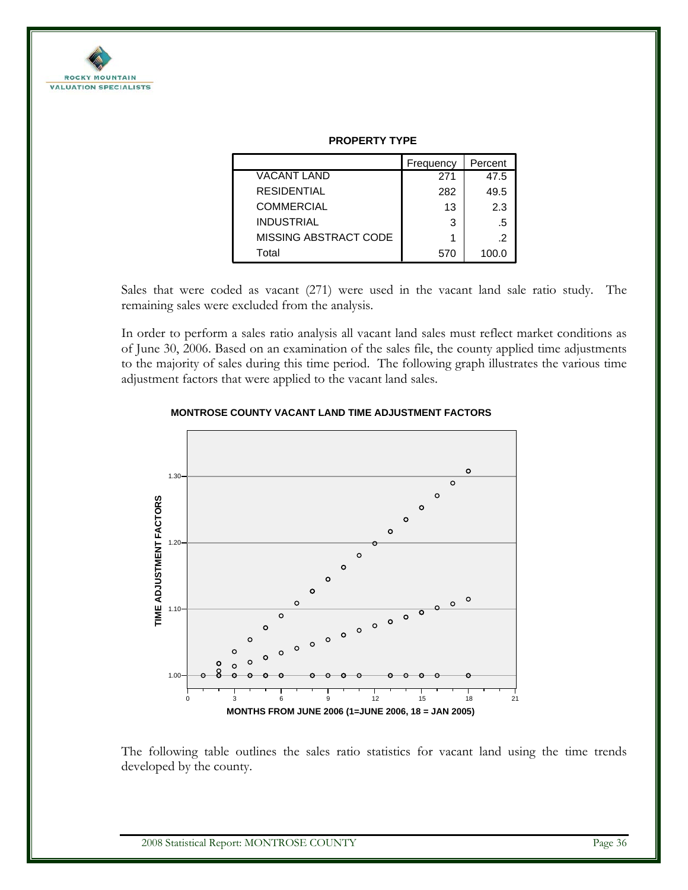**PROPERTY TYPE**

| | Frequency | Percent |
|---|---|---|
| VACANT LAND | 271 | 47.5 |
| RESIDENTIAL | 282 | 49.5 |
| COMMERCIAL | 13 | 2.3 |
| INDUSTRIAL | 3 | .5 |
| MISSING ABSTRACT CODE | 1 | .2 |
| Total | 570 | 100.0 |

Sales that were coded as vacant (271) were used in the vacant land sale ratio study. The remaining sales were excluded from the analysis.

In order to perform a sales ratio analysis all vacant land sales must reflect market conditions as of June 30, 2006. Based on an examination of the sales file, the county applied time adjustments to the majority of sales during this time period. The following graph illustrates the various time adjustment factors that were applied to the vacant land sales.

**MONTROSE COUNTY VACANT LAND TIME ADJUSTMENT FACTORS**

The following table outlines the sales ratio statistics for vacant land using the time trends developed by the county.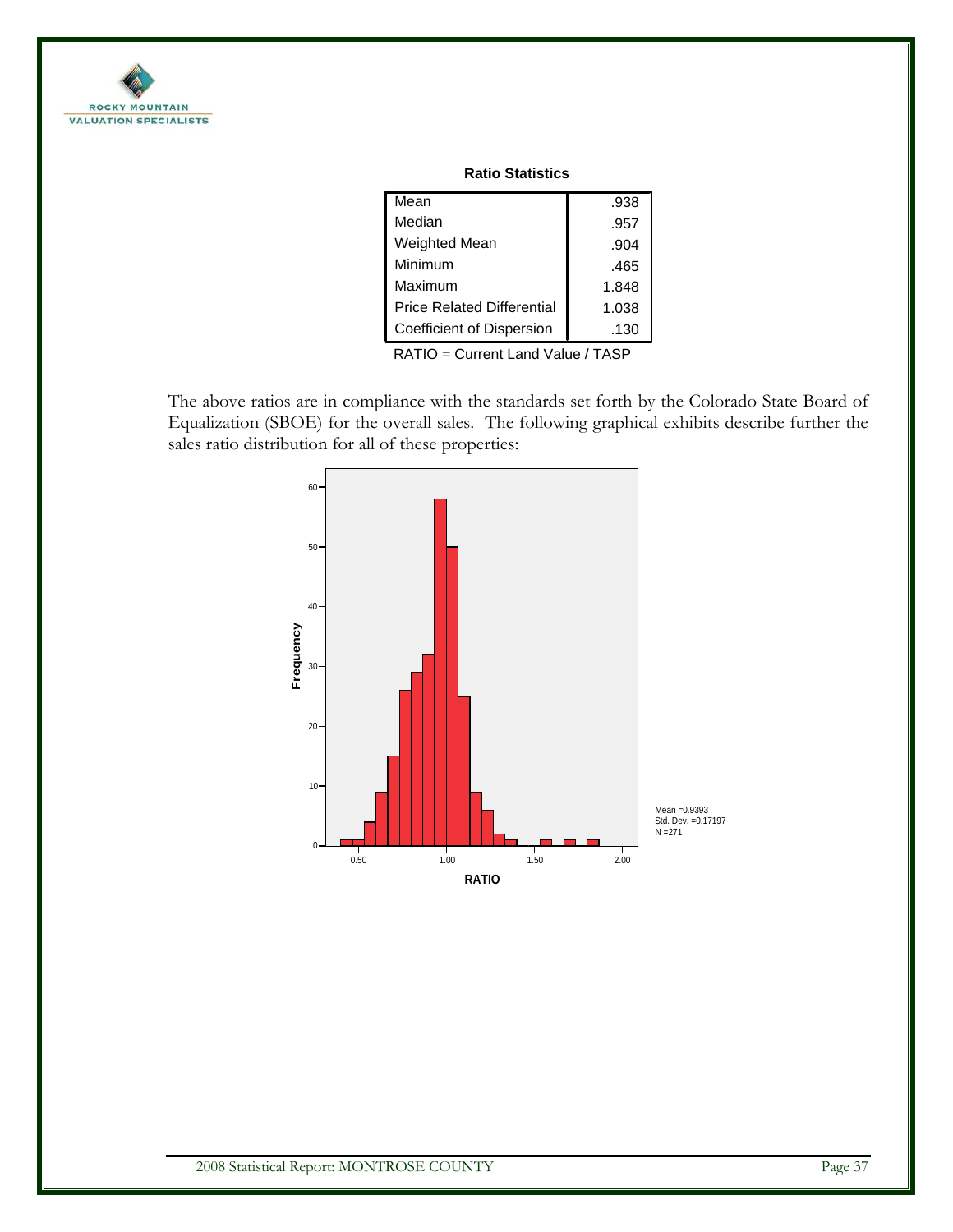**Ratio Statistics**

| | |
|---|---|
| Mean | .938 |
| Median | .957 |
| Weighted Mean | .904 |
| Minimum | .465 |
| Maximum | 1.848 |
| Price Related Differential | 1.038 |
| Coefficient of Dispersion | .130 |

RATIO = Current Land Value / TASP

The above ratios are in compliance with the standards set forth by the Colorado State Board of Equalization (SBOE) for the overall sales. The following graphical exhibits describe further the sales ratio distribution for all of these properties:

Mean =0.9393
Std. Dev. =0.17197
N =271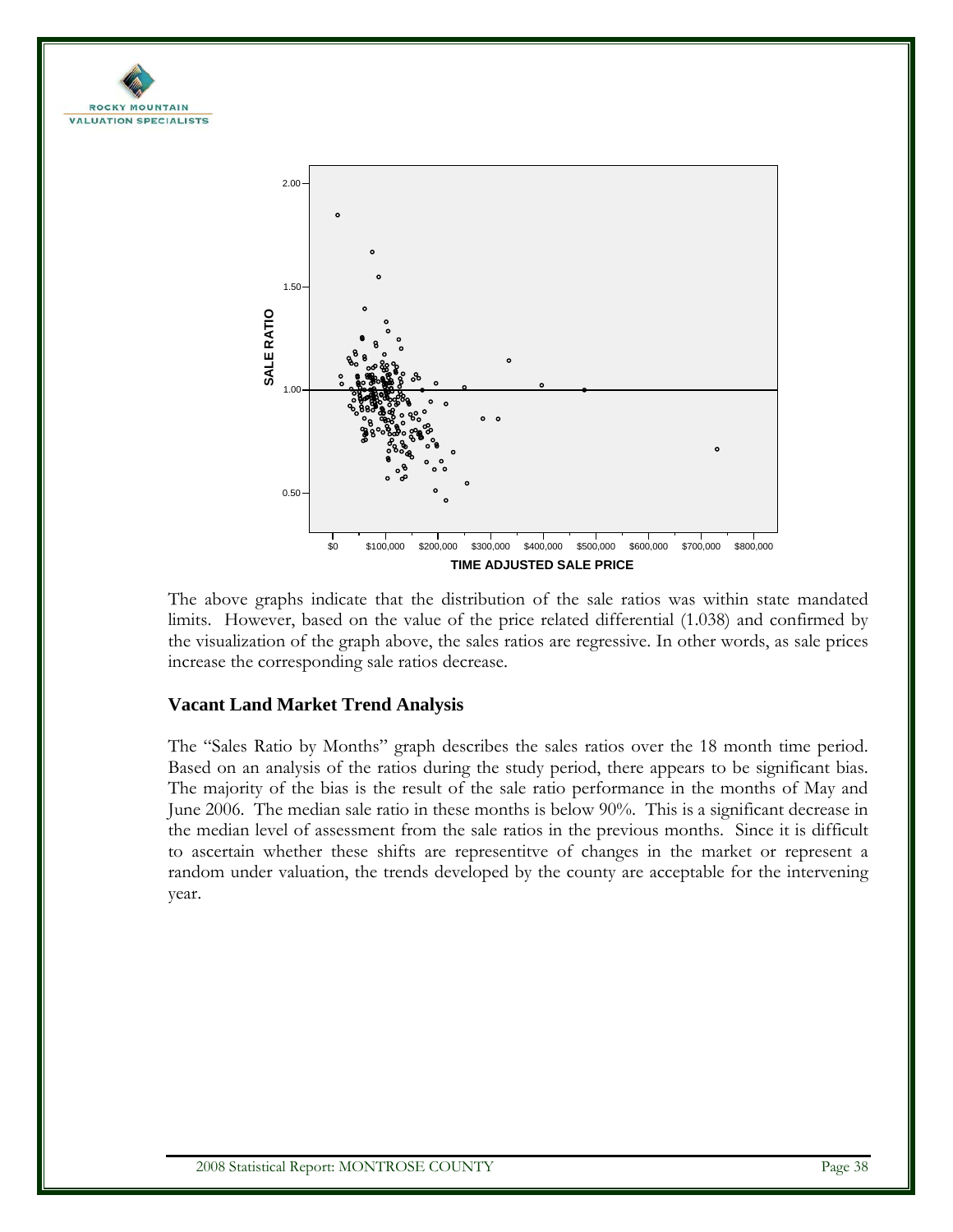The above graphs indicate that the distribution of the sale ratios was within state mandated limits. However, based on the value of the price related differential (1.038) and confirmed by the visualization of the graph above, the sales ratios are regressive. In other words, as sale prices increase the corresponding sale ratios decrease.

## Vacant Land Market Trend Analysis

The "Sales Ratio by Months" graph describes the sales ratios over the 18 month time period. Based on an analysis of the ratios during the study period, there appears to be significant bias. The majority of the bias is the result of the sale ratio performance in the months of May and June 2006. The median sale ratio in these months is below 90%. This is a significant decrease in the median level of assessment from the sale ratios in the previous months. Since it is difficult to ascertain whether these shifts are representitve of changes in the market or represent a random under valuation, the trends developed by the county are acceptable for the intervening year.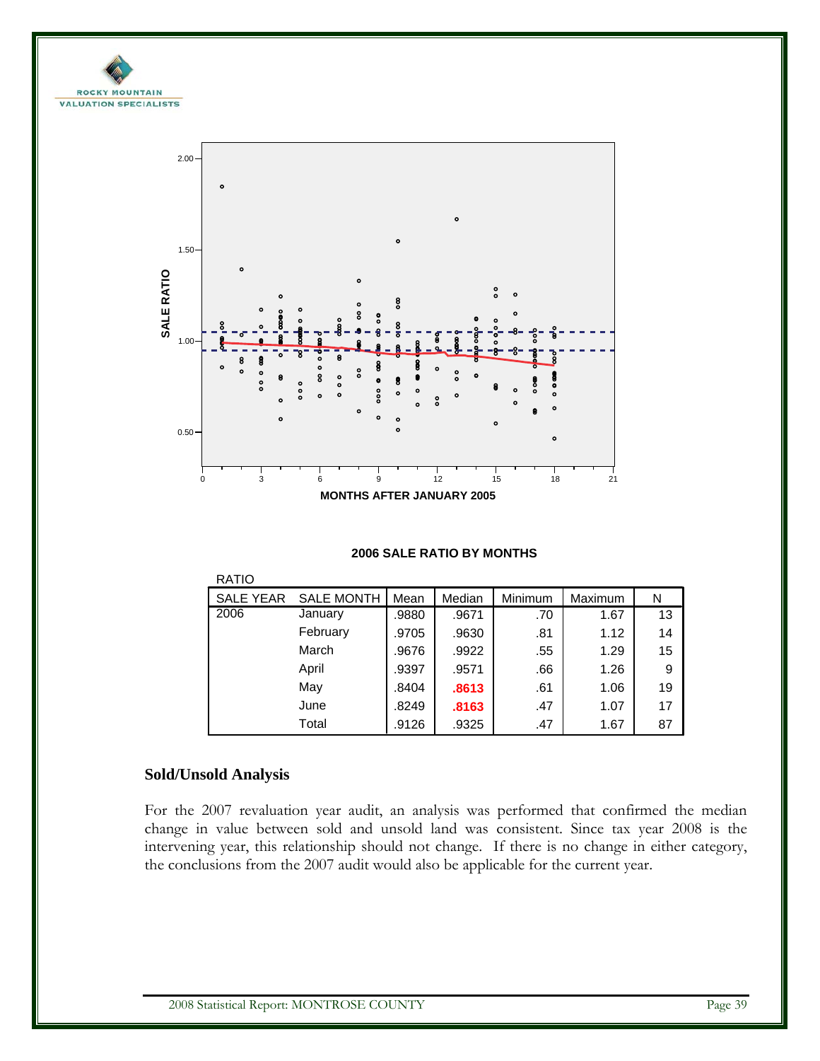**2006 SALE RATIO BY MONTHS**

RATIO

| SALE YEAR | SALE MONTH | Mean | Median | Minimum | Maximum | N |
|---|---|---|---|---|---|---|
| 2006 | January | .9880 | .9671 | .70 | 1.67 | 13 |
| | February | .9705 | .9630 | .81 | 1.12 | 14 |
| | March | .9676 | .9922 | .55 | 1.29 | 15 |
| | April | .9397 | .9571 | .66 | 1.26 | 9 |
| | May | .8404 | **.8613** | .61 | 1.06 | 19 |
| | June | .8249 | **.8163** | .47 | 1.07 | 17 |
| | Total | .9126 | .9325 | .47 | 1.67 | 87 |

## Sold/Unsold Analysis

For the 2007 revaluation year audit, an analysis was performed that confirmed the median change in value between sold and unsold land was consistent. Since tax year 2008 is the intervening year, this relationship should not change. If there is no change in either category, the conclusions from the 2007 audit would also be applicable for the current year.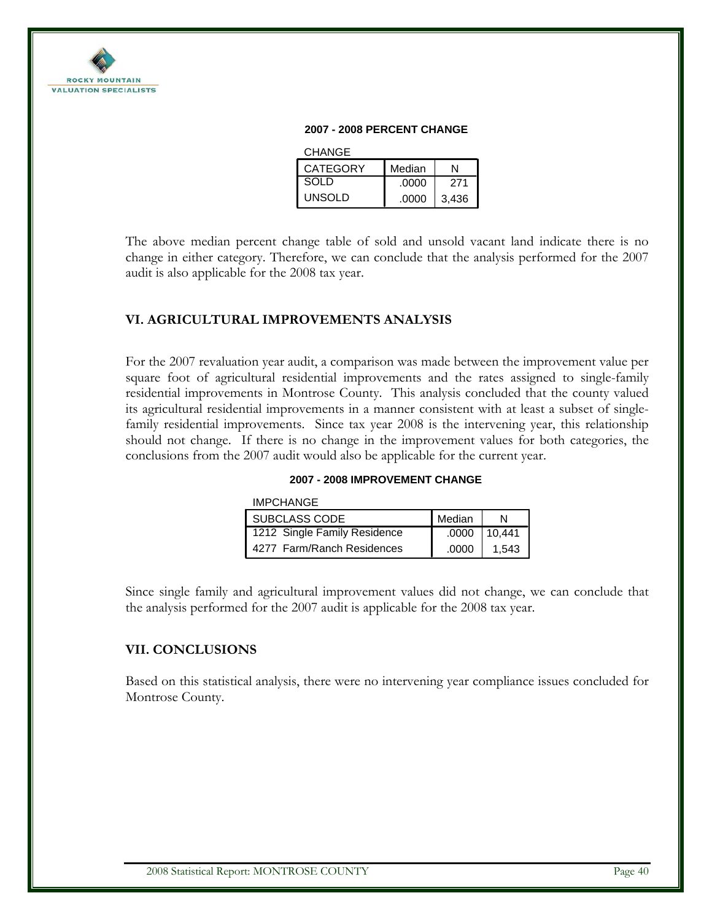**2007 - 2008 PERCENT CHANGE**

CHANGE

| CATEGORY | Median | N |
|---|---|---|
| SOLD | .0000 | 271 |
| UNSOLD | .0000 | 3,436 |

The above median percent change table of sold and unsold vacant land indicate there is no change in either category. Therefore, we can conclude that the analysis performed for the 2007 audit is also applicable for the 2008 tax year.

## VI. AGRICULTURAL IMPROVEMENTS ANALYSIS

For the 2007 revaluation year audit, a comparison was made between the improvement value per square foot of agricultural residential improvements and the rates assigned to single-family residential improvements in Montrose County. This analysis concluded that the county valued its agricultural residential improvements in a manner consistent with at least a subset of single-family residential improvements. Since tax year 2008 is the intervening year, this relationship should not change. If there is no change in the improvement values for both categories, the conclusions from the 2007 audit would also be applicable for the current year.

**2007 - 2008 IMPROVEMENT CHANGE**

IMPCHANGE

| SUBCLASS CODE | Median | N |
|---|---|---|
| 1212 Single Family Residence | .0000 | 10,441 |
| 4277 Farm/Ranch Residences | .0000 | 1,543 |

Since single family and agricultural improvement values did not change, we can conclude that the analysis performed for the 2007 audit is applicable for the 2008 tax year.

## VII. CONCLUSIONS

Based on this statistical analysis, there were no intervening year compliance issues concluded for Montrose County.